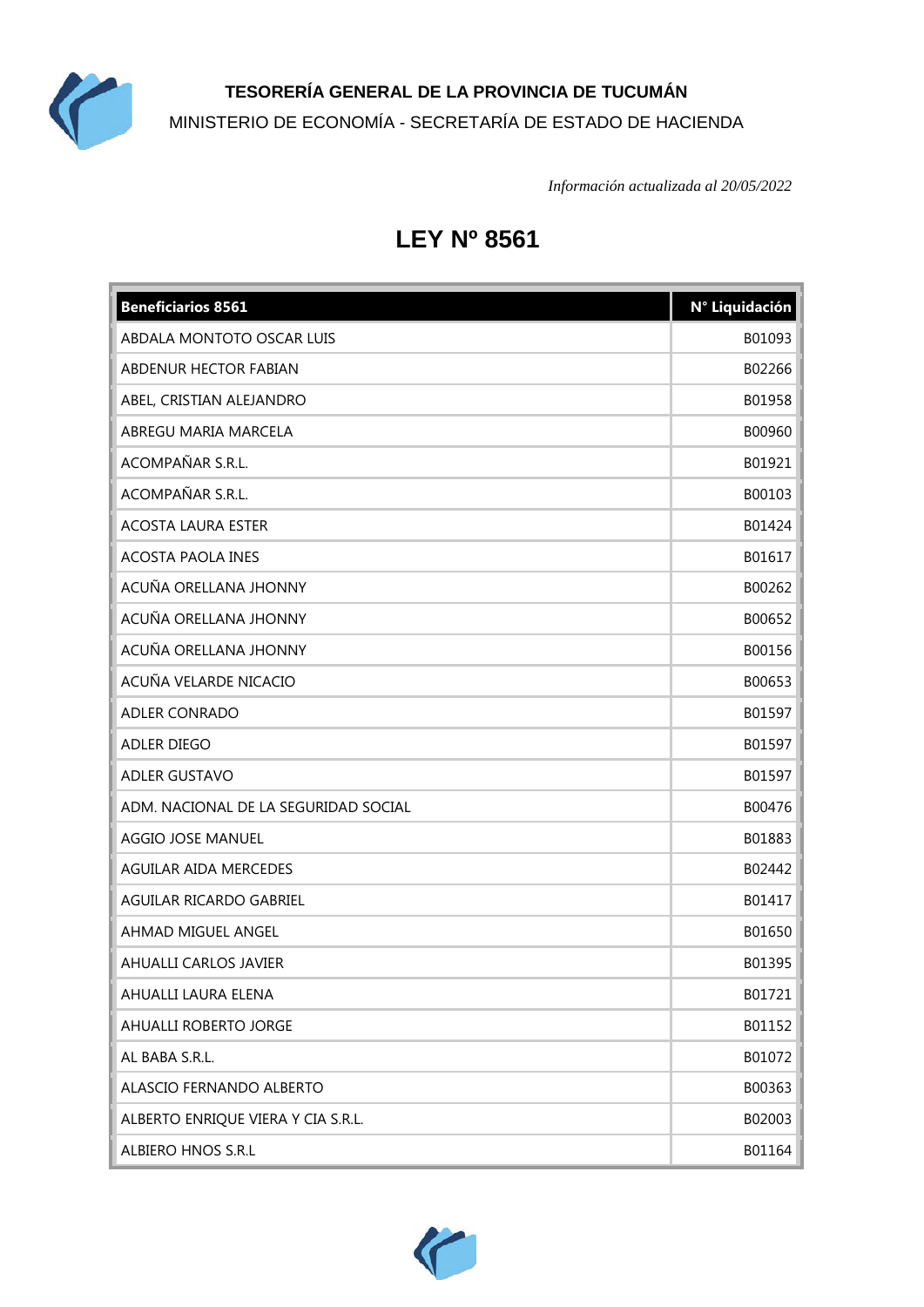**TESORERÍA GENERAL DE LA PROVINCIA DE TUCUMÁN**

MINISTERIO DE ECONOMÍA - SECRETARÍA DE ESTADO DE HACIENDA

*Información actualizada al 20/05/2022*

# LEY Nº 8561

| Beneficiarios 8561 | N° Liquidación |
|---|---|
| ABDALA MONTOTO OSCAR LUIS | B01093 |
| ABDENUR HECTOR FABIAN | B02266 |
| ABEL, CRISTIAN ALEJANDRO | B01958 |
| ABREGU MARIA MARCELA | B00960 |
| ACOMPAÑAR S.R.L. | B01921 |
| ACOMPAÑAR S.R.L. | B00103 |
| ACOSTA LAURA ESTER | B01424 |
| ACOSTA PAOLA INES | B01617 |
| ACUÑA ORELLANA JHONNY | B00262 |
| ACUÑA ORELLANA JHONNY | B00652 |
| ACUÑA ORELLANA JHONNY | B00156 |
| ACUÑA VELARDE NICACIO | B00653 |
| ADLER CONRADO | B01597 |
| ADLER DIEGO | B01597 |
| ADLER GUSTAVO | B01597 |
| ADM. NACIONAL DE LA SEGURIDAD SOCIAL | B00476 |
| AGGIO JOSE MANUEL | B01883 |
| AGUILAR AIDA MERCEDES | B02442 |
| AGUILAR RICARDO GABRIEL | B01417 |
| AHMAD MIGUEL ANGEL | B01650 |
| AHUALLI CARLOS JAVIER | B01395 |
| AHUALLI LAURA ELENA | B01721 |
| AHUALLI ROBERTO JORGE | B01152 |
| AL BABA S.R.L. | B01072 |
| ALASCIO FERNANDO ALBERTO | B00363 |
| ALBERTO ENRIQUE VIERA Y CIA S.R.L. | B02003 |
| ALBIERO HNOS S.R.L | B01164 |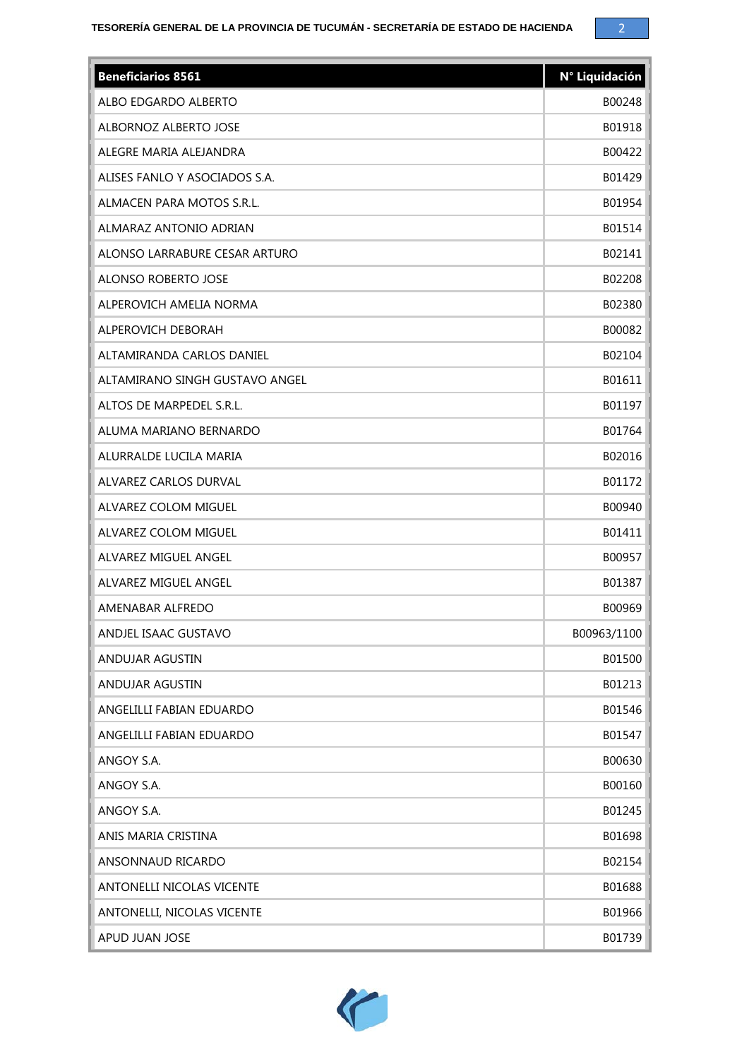| Beneficiarios 8561 | N° Liquidación |
|---|---|
| ALBO EDGARDO ALBERTO | B00248 |
| ALBORNOZ ALBERTO JOSE | B01918 |
| ALEGRE MARIA ALEJANDRA | B00422 |
| ALISES FANLO Y ASOCIADOS S.A. | B01429 |
| ALMACEN PARA MOTOS S.R.L. | B01954 |
| ALMARAZ ANTONIO ADRIAN | B01514 |
| ALONSO LARRABURE CESAR ARTURO | B02141 |
| ALONSO ROBERTO JOSE | B02208 |
| ALPEROVICH AMELIA NORMA | B02380 |
| ALPEROVICH DEBORAH | B00082 |
| ALTAMIRANDA CARLOS DANIEL | B02104 |
| ALTAMIRANO SINGH GUSTAVO ANGEL | B01611 |
| ALTOS DE MARPEDEL S.R.L. | B01197 |
| ALUMA MARIANO BERNARDO | B01764 |
| ALURRALDE LUCILA MARIA | B02016 |
| ALVAREZ CARLOS DURVAL | B01172 |
| ALVAREZ COLOM MIGUEL | B00940 |
| ALVAREZ COLOM MIGUEL | B01411 |
| ALVAREZ MIGUEL ANGEL | B00957 |
| ALVAREZ MIGUEL ANGEL | B01387 |
| AMENABAR ALFREDO | B00969 |
| ANDJEL ISAAC GUSTAVO | B00963/1100 |
| ANDUJAR AGUSTIN | B01500 |
| ANDUJAR AGUSTIN | B01213 |
| ANGELILLI FABIAN EDUARDO | B01546 |
| ANGELILLI FABIAN EDUARDO | B01547 |
| ANGOY S.A. | B00630 |
| ANGOY S.A. | B00160 |
| ANGOY S.A. | B01245 |
| ANIS MARIA CRISTINA | B01698 |
| ANSONNAUD RICARDO | B02154 |
| ANTONELLI NICOLAS VICENTE | B01688 |
| ANTONELLI, NICOLAS VICENTE | B01966 |
| APUD JUAN JOSE | B01739 |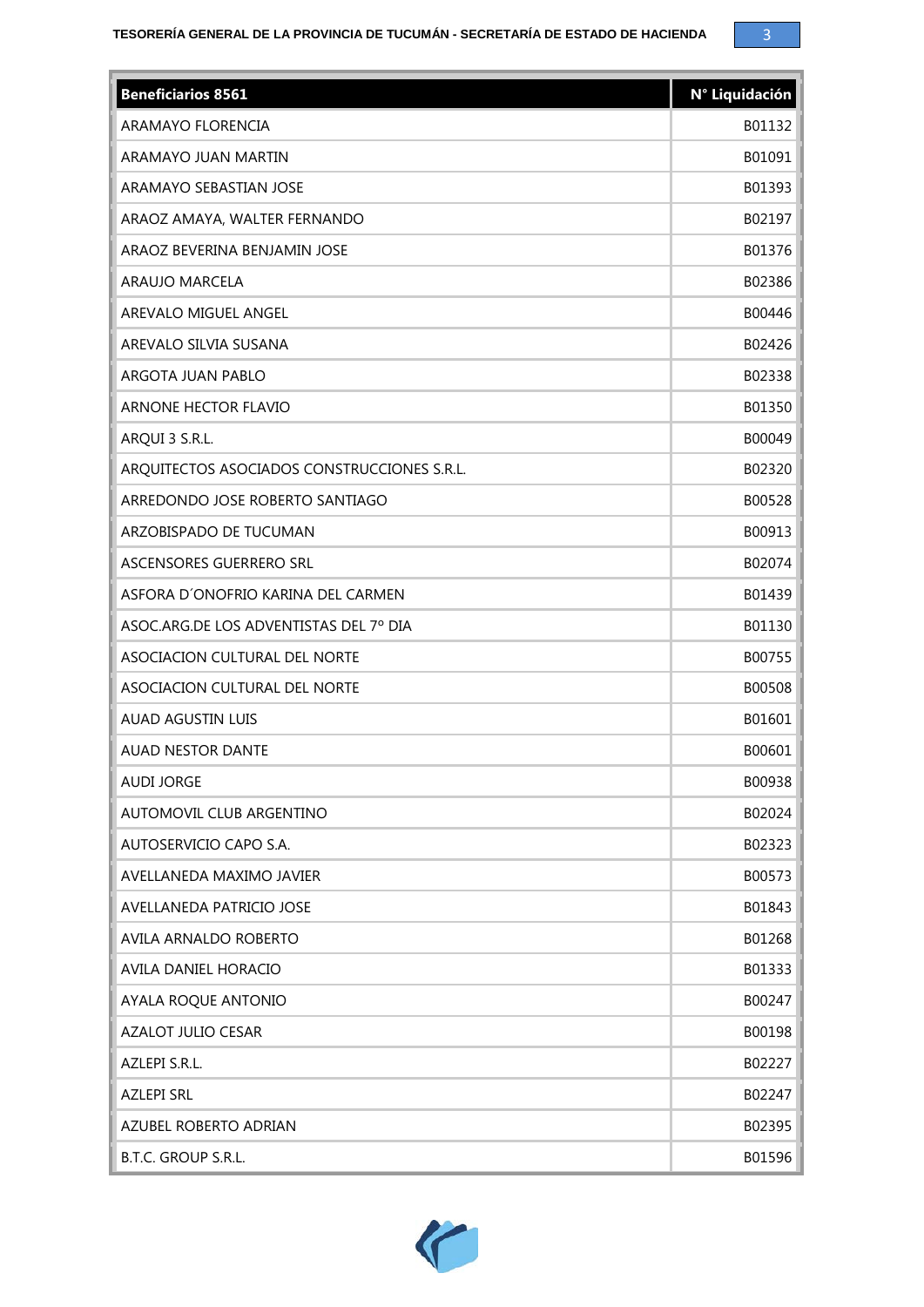| Beneficiarios 8561 | N° Liquidación |
|---|---|
| ARAMAYO FLORENCIA | B01132 |
| ARAMAYO JUAN MARTIN | B01091 |
| ARAMAYO SEBASTIAN JOSE | B01393 |
| ARAOZ AMAYA, WALTER FERNANDO | B02197 |
| ARAOZ BEVERINA BENJAMIN JOSE | B01376 |
| ARAUJO MARCELA | B02386 |
| AREVALO MIGUEL ANGEL | B00446 |
| AREVALO SILVIA SUSANA | B02426 |
| ARGOTA JUAN PABLO | B02338 |
| ARNONE HECTOR FLAVIO | B01350 |
| ARQUI 3 S.R.L. | B00049 |
| ARQUITECTOS ASOCIADOS CONSTRUCCIONES S.R.L. | B02320 |
| ARREDONDO JOSE ROBERTO SANTIAGO | B00528 |
| ARZOBISPADO DE TUCUMAN | B00913 |
| ASCENSORES GUERRERO SRL | B02074 |
| ASFORA D´ONOFRIO KARINA DEL CARMEN | B01439 |
| ASOC.ARG.DE LOS ADVENTISTAS DEL 7º DIA | B01130 |
| ASOCIACION CULTURAL DEL NORTE | B00755 |
| ASOCIACION CULTURAL DEL NORTE | B00508 |
| AUAD AGUSTIN LUIS | B01601 |
| AUAD NESTOR DANTE | B00601 |
| AUDI JORGE | B00938 |
| AUTOMOVIL CLUB ARGENTINO | B02024 |
| AUTOSERVICIO CAPO S.A. | B02323 |
| AVELLANEDA MAXIMO JAVIER | B00573 |
| AVELLANEDA PATRICIO JOSE | B01843 |
| AVILA ARNALDO ROBERTO | B01268 |
| AVILA DANIEL HORACIO | B01333 |
| AYALA ROQUE ANTONIO | B00247 |
| AZALOT JULIO CESAR | B00198 |
| AZLEPI S.R.L. | B02227 |
| AZLEPI SRL | B02247 |
| AZUBEL ROBERTO ADRIAN | B02395 |
| B.T.C. GROUP S.R.L. | B01596 |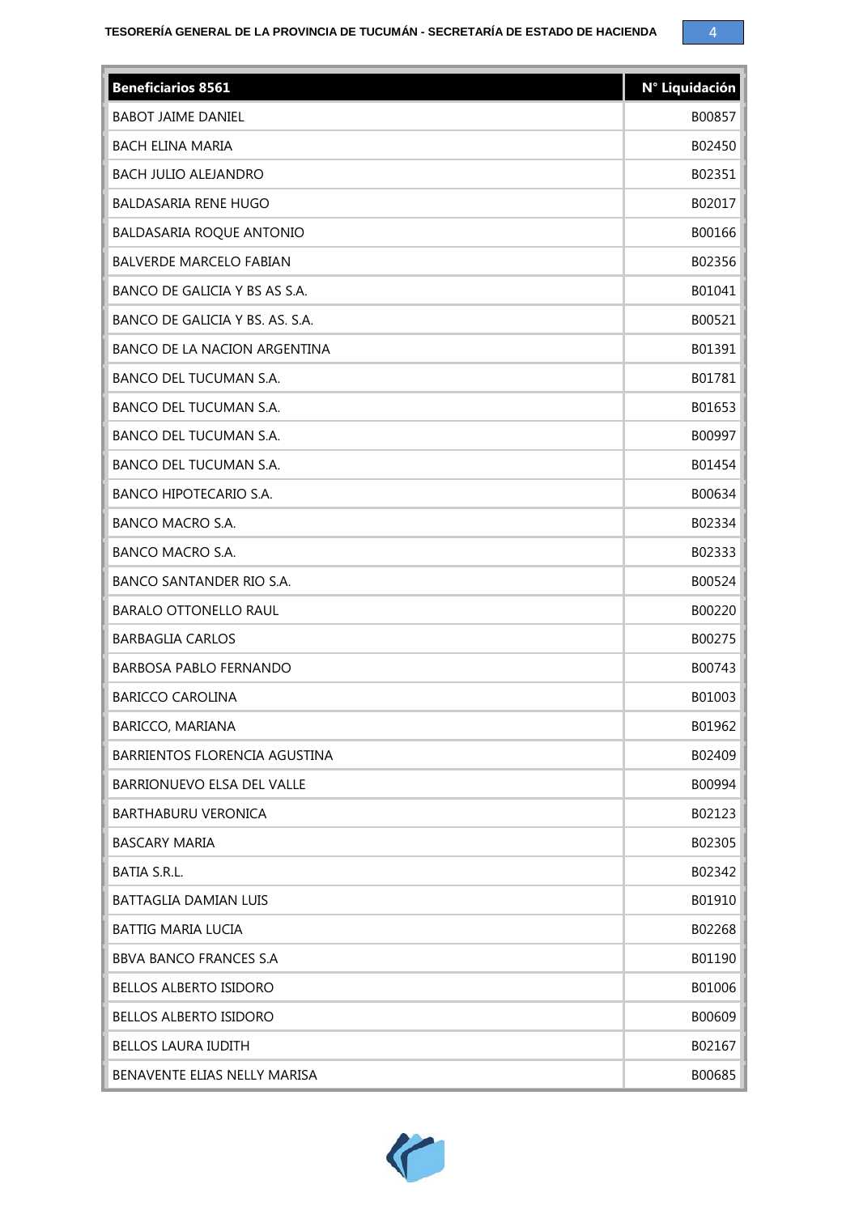| Beneficiarios 8561 | N° Liquidación |
|---|---|
| BABOT JAIME DANIEL | B00857 |
| BACH ELINA MARIA | B02450 |
| BACH JULIO ALEJANDRO | B02351 |
| BALDASARIA RENE HUGO | B02017 |
| BALDASARIA ROQUE ANTONIO | B00166 |
| BALVERDE MARCELO FABIAN | B02356 |
| BANCO DE GALICIA Y BS AS S.A. | B01041 |
| BANCO DE GALICIA Y BS. AS. S.A. | B00521 |
| BANCO DE LA NACION ARGENTINA | B01391 |
| BANCO DEL TUCUMAN S.A. | B01781 |
| BANCO DEL TUCUMAN S.A. | B01653 |
| BANCO DEL TUCUMAN S.A. | B00997 |
| BANCO DEL TUCUMAN S.A. | B01454 |
| BANCO HIPOTECARIO S.A. | B00634 |
| BANCO MACRO S.A. | B02334 |
| BANCO MACRO S.A. | B02333 |
| BANCO SANTANDER RIO S.A. | B00524 |
| BARALO OTTONELLO RAUL | B00220 |
| BARBAGLIA CARLOS | B00275 |
| BARBOSA PABLO FERNANDO | B00743 |
| BARICCO CAROLINA | B01003 |
| BARICCO, MARIANA | B01962 |
| BARRIENTOS FLORENCIA AGUSTINA | B02409 |
| BARRIONUEVO ELSA DEL VALLE | B00994 |
| BARTHABURU VERONICA | B02123 |
| BASCARY MARIA | B02305 |
| BATIA S.R.L. | B02342 |
| BATTAGLIA DAMIAN LUIS | B01910 |
| BATTIG MARIA LUCIA | B02268 |
| BBVA BANCO FRANCES S.A | B01190 |
| BELLOS ALBERTO ISIDORO | B01006 |
| BELLOS ALBERTO ISIDORO | B00609 |
| BELLOS LAURA IUDITH | B02167 |
| BENAVENTE ELIAS NELLY MARISA | B00685 |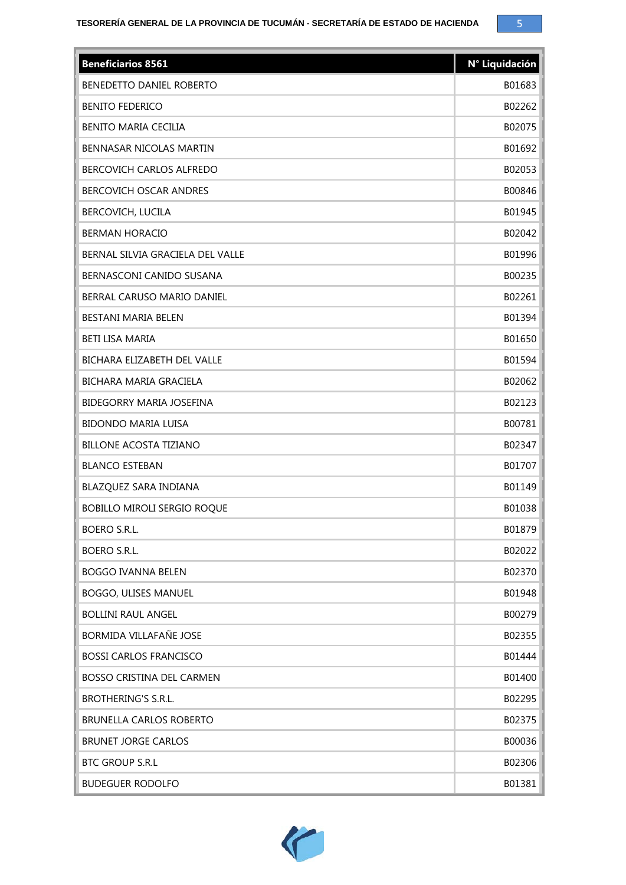| Beneficiarios 8561 | N° Liquidación |
|---|---|
| BENEDETTO DANIEL ROBERTO | B01683 |
| BENITO FEDERICO | B02262 |
| BENITO MARIA CECILIA | B02075 |
| BENNASAR NICOLAS MARTIN | B01692 |
| BERCOVICH CARLOS ALFREDO | B02053 |
| BERCOVICH OSCAR ANDRES | B00846 |
| BERCOVICH, LUCILA | B01945 |
| BERMAN HORACIO | B02042 |
| BERNAL SILVIA GRACIELA DEL VALLE | B01996 |
| BERNASCONI CANIDO SUSANA | B00235 |
| BERRAL CARUSO MARIO DANIEL | B02261 |
| BESTANI MARIA BELEN | B01394 |
| BETI LISA MARIA | B01650 |
| BICHARA ELIZABETH DEL VALLE | B01594 |
| BICHARA MARIA GRACIELA | B02062 |
| BIDEGORRY MARIA JOSEFINA | B02123 |
| BIDONDO MARIA LUISA | B00781 |
| BILLONE ACOSTA TIZIANO | B02347 |
| BLANCO ESTEBAN | B01707 |
| BLAZQUEZ SARA INDIANA | B01149 |
| BOBILLO MIROLI SERGIO ROQUE | B01038 |
| BOERO S.R.L. | B01879 |
| BOERO S.R.L. | B02022 |
| BOGGO IVANNA BELEN | B02370 |
| BOGGO, ULISES MANUEL | B01948 |
| BOLLINI RAUL ANGEL | B00279 |
| BORMIDA VILLAFAÑE JOSE | B02355 |
| BOSSI CARLOS FRANCISCO | B01444 |
| BOSSO CRISTINA DEL CARMEN | B01400 |
| BROTHERING'S S.R.L. | B02295 |
| BRUNELLA CARLOS ROBERTO | B02375 |
| BRUNET JORGE CARLOS | B00036 |
| BTC GROUP S.R.L | B02306 |
| BUDEGUER RODOLFO | B01381 |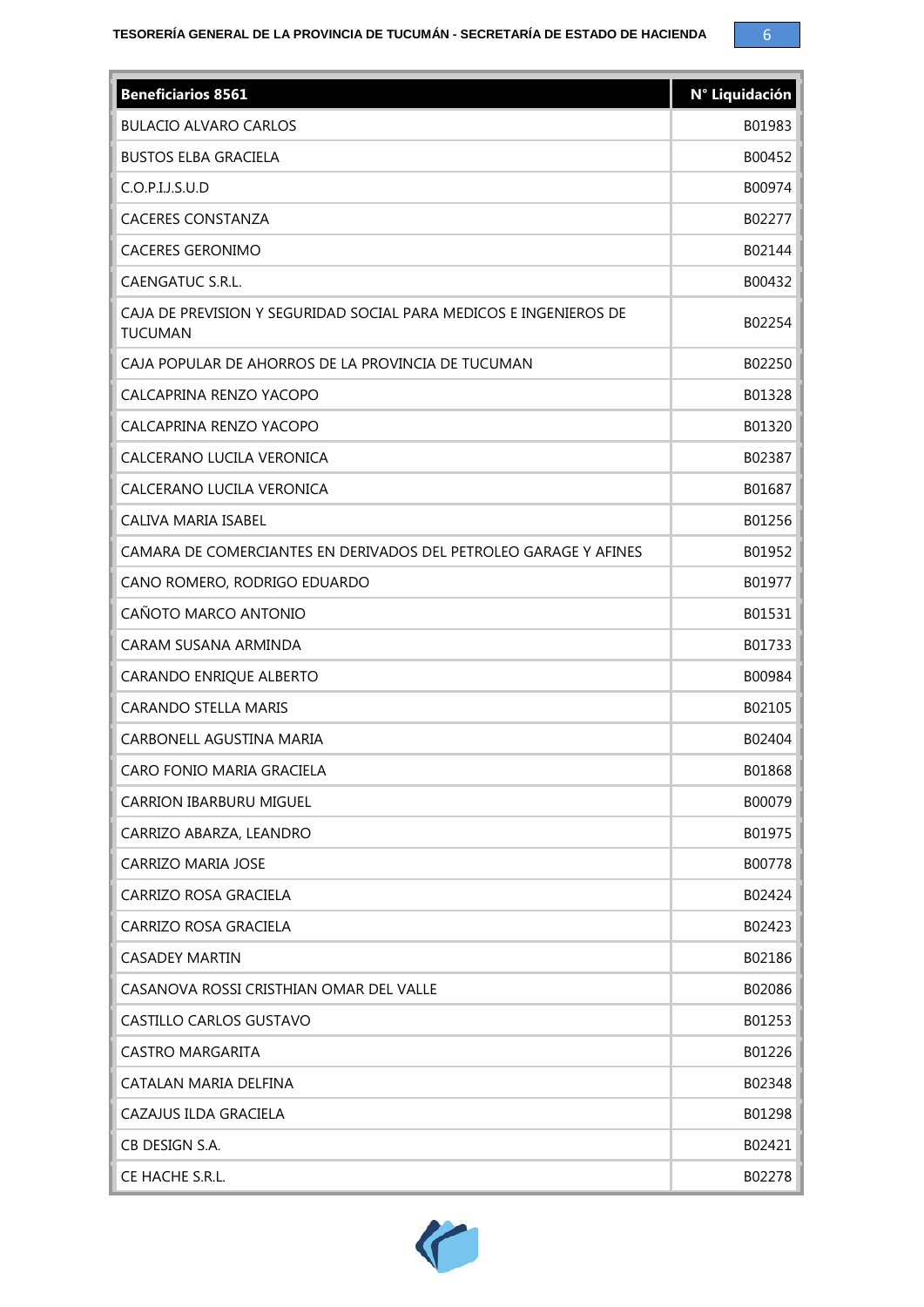| Beneficiarios 8561 | N° Liquidación |
| --- | --- |
| BULACIO ALVARO CARLOS | B01983 |
| BUSTOS ELBA GRACIELA | B00452 |
| C.O.P.I.J.S.U.D | B00974 |
| CACERES CONSTANZA | B02277 |
| CACERES GERONIMO | B02144 |
| CAENGATUC S.R.L. | B00432 |
| CAJA DE PREVISION Y SEGURIDAD SOCIAL PARA MEDICOS E INGENIEROS DE TUCUMAN | B02254 |
| CAJA POPULAR DE AHORROS DE LA PROVINCIA DE TUCUMAN | B02250 |
| CALCAPRINA RENZO YACOPO | B01328 |
| CALCAPRINA RENZO YACOPO | B01320 |
| CALCERANO LUCILA VERONICA | B02387 |
| CALCERANO LUCILA VERONICA | B01687 |
| CALIVA MARIA ISABEL | B01256 |
| CAMARA DE COMERCIANTES EN DERIVADOS DEL PETROLEO GARAGE Y AFINES | B01952 |
| CANO ROMERO, RODRIGO EDUARDO | B01977 |
| CAÑOTO MARCO ANTONIO | B01531 |
| CARAM SUSANA ARMINDA | B01733 |
| CARANDO ENRIQUE ALBERTO | B00984 |
| CARANDO STELLA MARIS | B02105 |
| CARBONELL AGUSTINA MARIA | B02404 |
| CARO FONIO MARIA GRACIELA | B01868 |
| CARRION IBARBURU MIGUEL | B00079 |
| CARRIZO ABARZA, LEANDRO | B01975 |
| CARRIZO MARIA JOSE | B00778 |
| CARRIZO ROSA GRACIELA | B02424 |
| CARRIZO ROSA GRACIELA | B02423 |
| CASADEY MARTIN | B02186 |
| CASANOVA ROSSI CRISTHIAN OMAR DEL VALLE | B02086 |
| CASTILLO CARLOS GUSTAVO | B01253 |
| CASTRO MARGARITA | B01226 |
| CATALAN MARIA DELFINA | B02348 |
| CAZAJUS ILDA GRACIELA | B01298 |
| CB DESIGN S.A. | B02421 |
| CE HACHE S.R.L. | B02278 |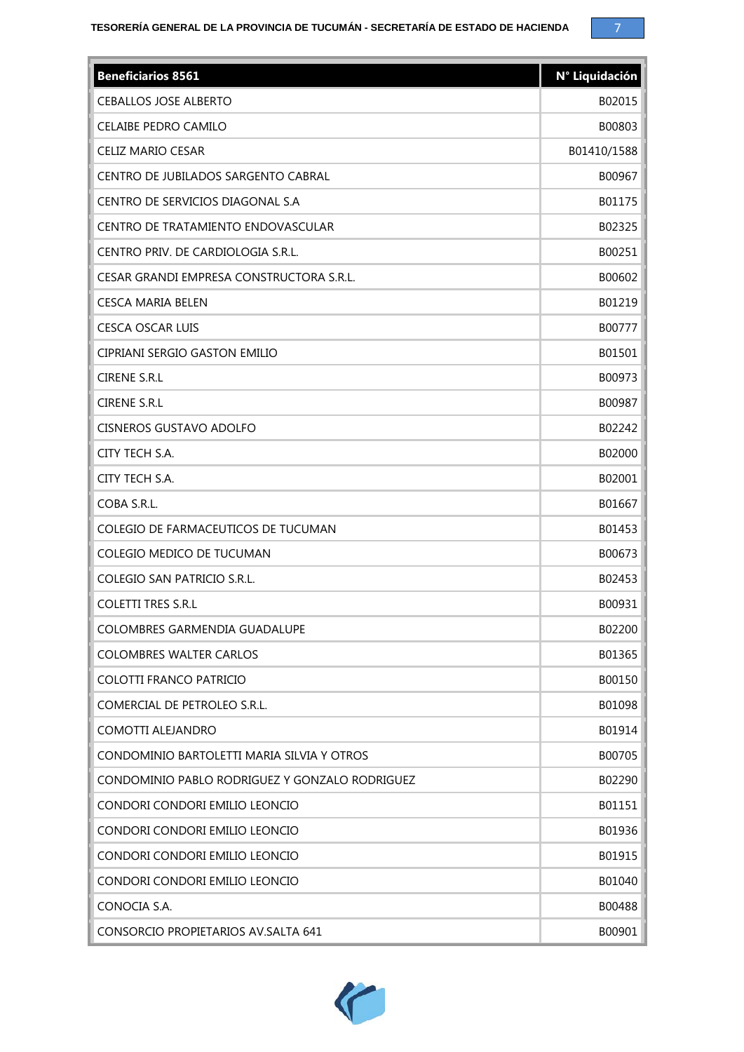| Beneficiarios 8561 | N° Liquidación |
|---|---|
| CEBALLOS JOSE ALBERTO | B02015 |
| CELAIBE PEDRO CAMILO | B00803 |
| CELIZ MARIO CESAR | B01410/1588 |
| CENTRO DE JUBILADOS SARGENTO CABRAL | B00967 |
| CENTRO DE SERVICIOS DIAGONAL S.A | B01175 |
| CENTRO DE TRATAMIENTO ENDOVASCULAR | B02325 |
| CENTRO PRIV. DE CARDIOLOGIA S.R.L. | B00251 |
| CESAR GRANDI EMPRESA CONSTRUCTORA S.R.L. | B00602 |
| CESCA MARIA BELEN | B01219 |
| CESCA OSCAR LUIS | B00777 |
| CIPRIANI SERGIO GASTON EMILIO | B01501 |
| CIRENE S.R.L | B00973 |
| CIRENE S.R.L | B00987 |
| CISNEROS GUSTAVO ADOLFO | B02242 |
| CITY TECH S.A. | B02000 |
| CITY TECH S.A. | B02001 |
| COBA S.R.L. | B01667 |
| COLEGIO DE FARMACEUTICOS DE TUCUMAN | B01453 |
| COLEGIO MEDICO DE TUCUMAN | B00673 |
| COLEGIO SAN PATRICIO S.R.L. | B02453 |
| COLETTI TRES S.R.L | B00931 |
| COLOMBRES GARMENDIA GUADALUPE | B02200 |
| COLOMBRES WALTER CARLOS | B01365 |
| COLOTTI FRANCO PATRICIO | B00150 |
| COMERCIAL DE PETROLEO S.R.L. | B01098 |
| COMOTTI ALEJANDRO | B01914 |
| CONDOMINIO BARTOLETTI MARIA SILVIA Y OTROS | B00705 |
| CONDOMINIO PABLO RODRIGUEZ Y GONZALO RODRIGUEZ | B02290 |
| CONDORI CONDORI EMILIO LEONCIO | B01151 |
| CONDORI CONDORI EMILIO LEONCIO | B01936 |
| CONDORI CONDORI EMILIO LEONCIO | B01915 |
| CONDORI CONDORI EMILIO LEONCIO | B01040 |
| CONOCIA S.A. | B00488 |
| CONSORCIO PROPIETARIOS AV.SALTA 641 | B00901 |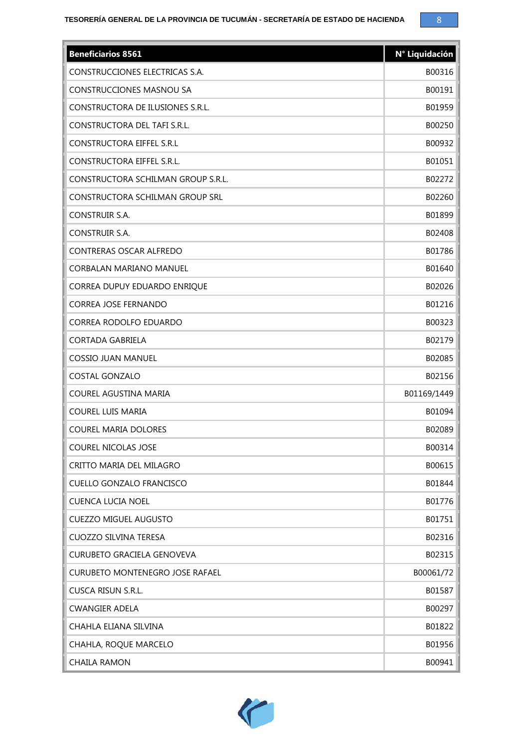| Beneficiarios 8561 | N° Liquidación |
|---|---|
| CONSTRUCCIONES ELECTRICAS S.A. | B00316 |
| CONSTRUCCIONES MASNOU SA | B00191 |
| CONSTRUCTORA DE ILUSIONES S.R.L. | B01959 |
| CONSTRUCTORA DEL TAFI S.R.L. | B00250 |
| CONSTRUCTORA EIFFEL S.R.L | B00932 |
| CONSTRUCTORA EIFFEL S.R.L. | B01051 |
| CONSTRUCTORA SCHILMAN GROUP S.R.L. | B02272 |
| CONSTRUCTORA SCHILMAN GROUP SRL | B02260 |
| CONSTRUIR S.A. | B01899 |
| CONSTRUIR S.A. | B02408 |
| CONTRERAS OSCAR ALFREDO | B01786 |
| CORBALAN MARIANO MANUEL | B01640 |
| CORREA DUPUY EDUARDO ENRIQUE | B02026 |
| CORREA JOSE FERNANDO | B01216 |
| CORREA RODOLFO EDUARDO | B00323 |
| CORTADA GABRIELA | B02179 |
| COSSIO JUAN MANUEL | B02085 |
| COSTAL GONZALO | B02156 |
| COUREL AGUSTINA MARIA | B01169/1449 |
| COUREL LUIS MARIA | B01094 |
| COUREL MARIA DOLORES | B02089 |
| COUREL NICOLAS JOSE | B00314 |
| CRITTO MARIA DEL MILAGRO | B00615 |
| CUELLO GONZALO FRANCISCO | B01844 |
| CUENCA LUCIA NOEL | B01776 |
| CUEZZO MIGUEL AUGUSTO | B01751 |
| CUOZZO SILVINA TERESA | B02316 |
| CURUBETO GRACIELA GENOVEVA | B02315 |
| CURUBETO MONTENEGRO JOSE RAFAEL | B00061/72 |
| CUSCA RISUN S.R.L. | B01587 |
| CWANGIER ADELA | B00297 |
| CHAHLA ELIANA SILVINA | B01822 |
| CHAHLA, ROQUE MARCELO | B01956 |
| CHAILA RAMON | B00941 |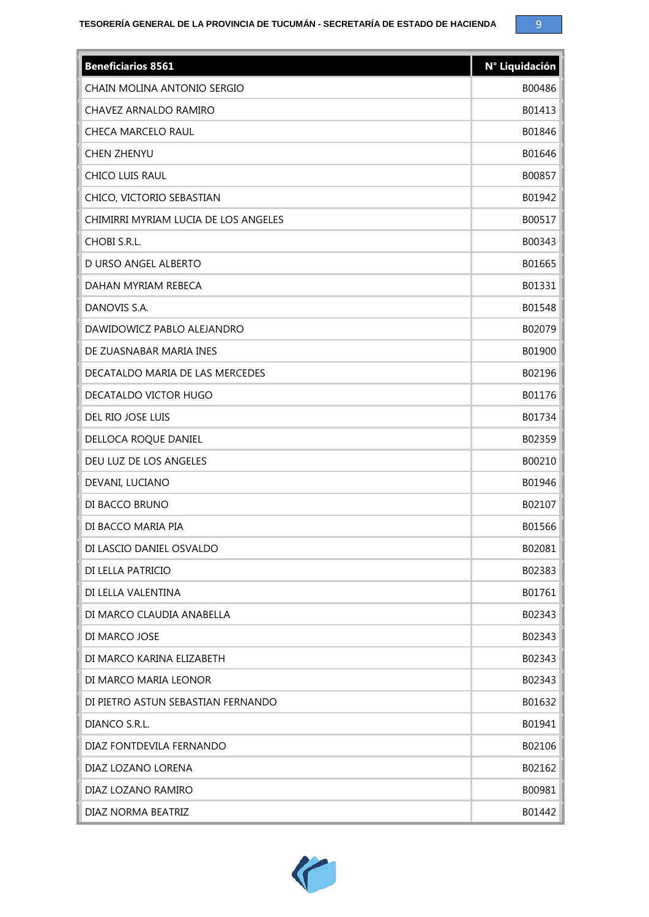| Beneficiarios 8561 | N° Liquidación |
|---|---|
| CHAIN MOLINA ANTONIO SERGIO | B00486 |
| CHAVEZ ARNALDO RAMIRO | B01413 |
| CHECA MARCELO RAUL | B01846 |
| CHEN ZHENYU | B01646 |
| CHICO LUIS RAUL | B00857 |
| CHICO, VICTORIO SEBASTIAN | B01942 |
| CHIMIRRI MYRIAM LUCIA DE LOS ANGELES | B00517 |
| CHOBI S.R.L. | B00343 |
| D URSO ANGEL ALBERTO | B01665 |
| DAHAN MYRIAM REBECA | B01331 |
| DANOVIS S.A. | B01548 |
| DAWIDOWICZ PABLO ALEJANDRO | B02079 |
| DE ZUASNABAR MARIA INES | B01900 |
| DECATALDO MARIA DE LAS MERCEDES | B02196 |
| DECATALDO VICTOR HUGO | B01176 |
| DEL RIO JOSE LUIS | B01734 |
| DELLOCA ROQUE DANIEL | B02359 |
| DEU LUZ DE LOS ANGELES | B00210 |
| DEVANI, LUCIANO | B01946 |
| DI BACCO BRUNO | B02107 |
| DI BACCO MARIA PIA | B01566 |
| DI LASCIO DANIEL OSVALDO | B02081 |
| DI LELLA PATRICIO | B02383 |
| DI LELLA VALENTINA | B01761 |
| DI MARCO CLAUDIA ANABELLA | B02343 |
| DI MARCO JOSE | B02343 |
| DI MARCO KARINA ELIZABETH | B02343 |
| DI MARCO MARIA LEONOR | B02343 |
| DI PIETRO ASTUN SEBASTIAN FERNANDO | B01632 |
| DIANCO S.R.L. | B01941 |
| DIAZ FONTDEVILA FERNANDO | B02106 |
| DIAZ LOZANO LORENA | B02162 |
| DIAZ LOZANO RAMIRO | B00981 |
| DIAZ NORMA BEATRIZ | B01442 |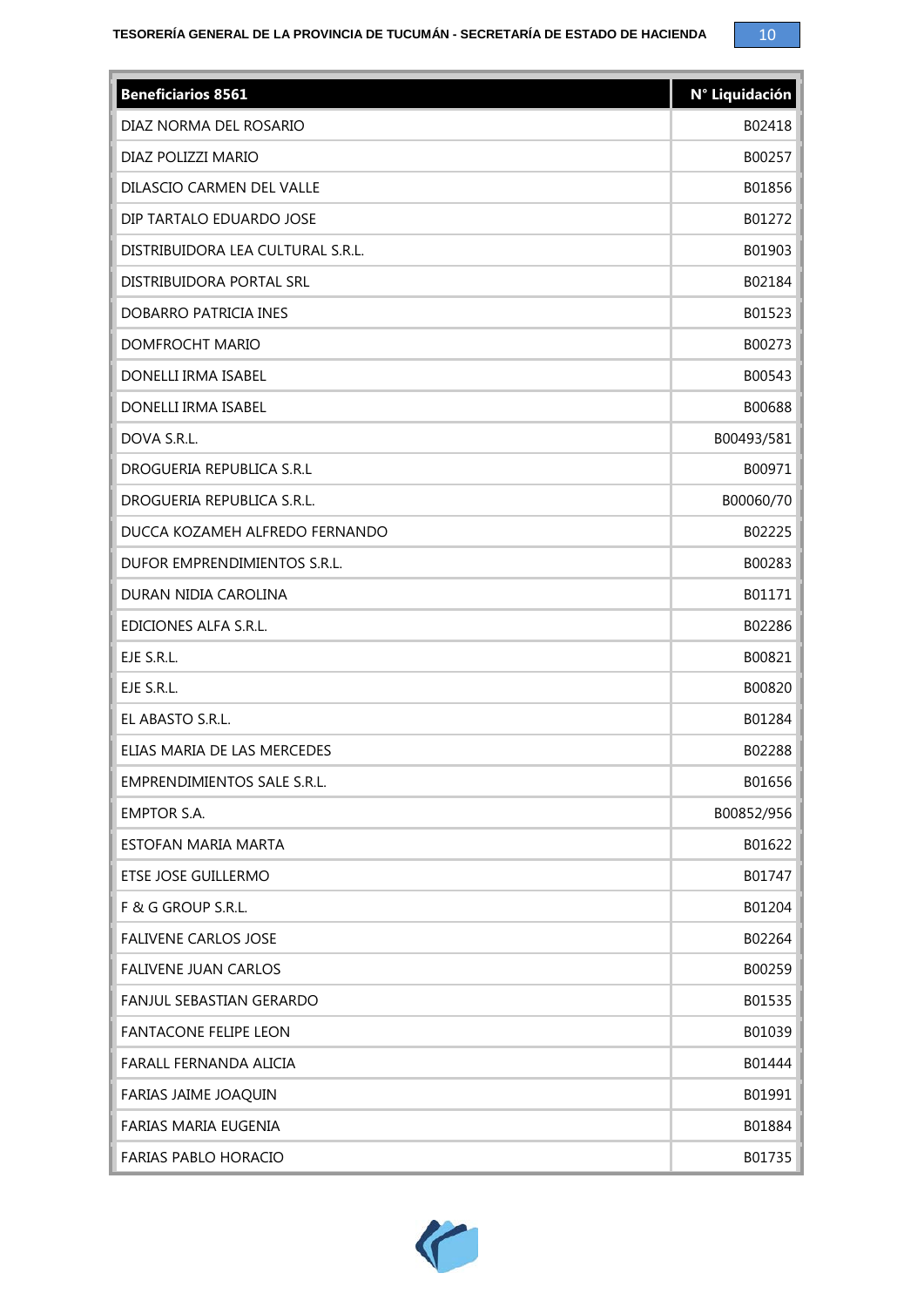| Beneficiarios 8561 | N° Liquidación |
| --- | --- |
| DIAZ NORMA DEL ROSARIO | B02418 |
| DIAZ POLIZZI MARIO | B00257 |
| DILASCIO CARMEN DEL VALLE | B01856 |
| DIP TARTALO EDUARDO JOSE | B01272 |
| DISTRIBUIDORA LEA CULTURAL S.R.L. | B01903 |
| DISTRIBUIDORA PORTAL SRL | B02184 |
| DOBARRO PATRICIA INES | B01523 |
| DOMFROCHT MARIO | B00273 |
| DONELLI IRMA ISABEL | B00543 |
| DONELLI IRMA ISABEL | B00688 |
| DOVA S.R.L. | B00493/581 |
| DROGUERIA REPUBLICA S.R.L | B00971 |
| DROGUERIA REPUBLICA S.R.L. | B00060/70 |
| DUCCA KOZAMEH ALFREDO FERNANDO | B02225 |
| DUFOR EMPRENDIMIENTOS S.R.L. | B00283 |
| DURAN NIDIA CAROLINA | B01171 |
| EDICIONES ALFA S.R.L. | B02286 |
| EJE S.R.L. | B00821 |
| EJE S.R.L. | B00820 |
| EL ABASTO S.R.L. | B01284 |
| ELIAS MARIA DE LAS MERCEDES | B02288 |
| EMPRENDIMIENTOS SALE S.R.L. | B01656 |
| EMPTOR S.A. | B00852/956 |
| ESTOFAN MARIA MARTA | B01622 |
| ETSE JOSE GUILLERMO | B01747 |
| F & G GROUP S.R.L. | B01204 |
| FALIVENE CARLOS JOSE | B02264 |
| FALIVENE JUAN CARLOS | B00259 |
| FANJUL SEBASTIAN GERARDO | B01535 |
| FANTACONE FELIPE LEON | B01039 |
| FARALL FERNANDA ALICIA | B01444 |
| FARIAS JAIME JOAQUIN | B01991 |
| FARIAS MARIA EUGENIA | B01884 |
| FARIAS PABLO HORACIO | B01735 |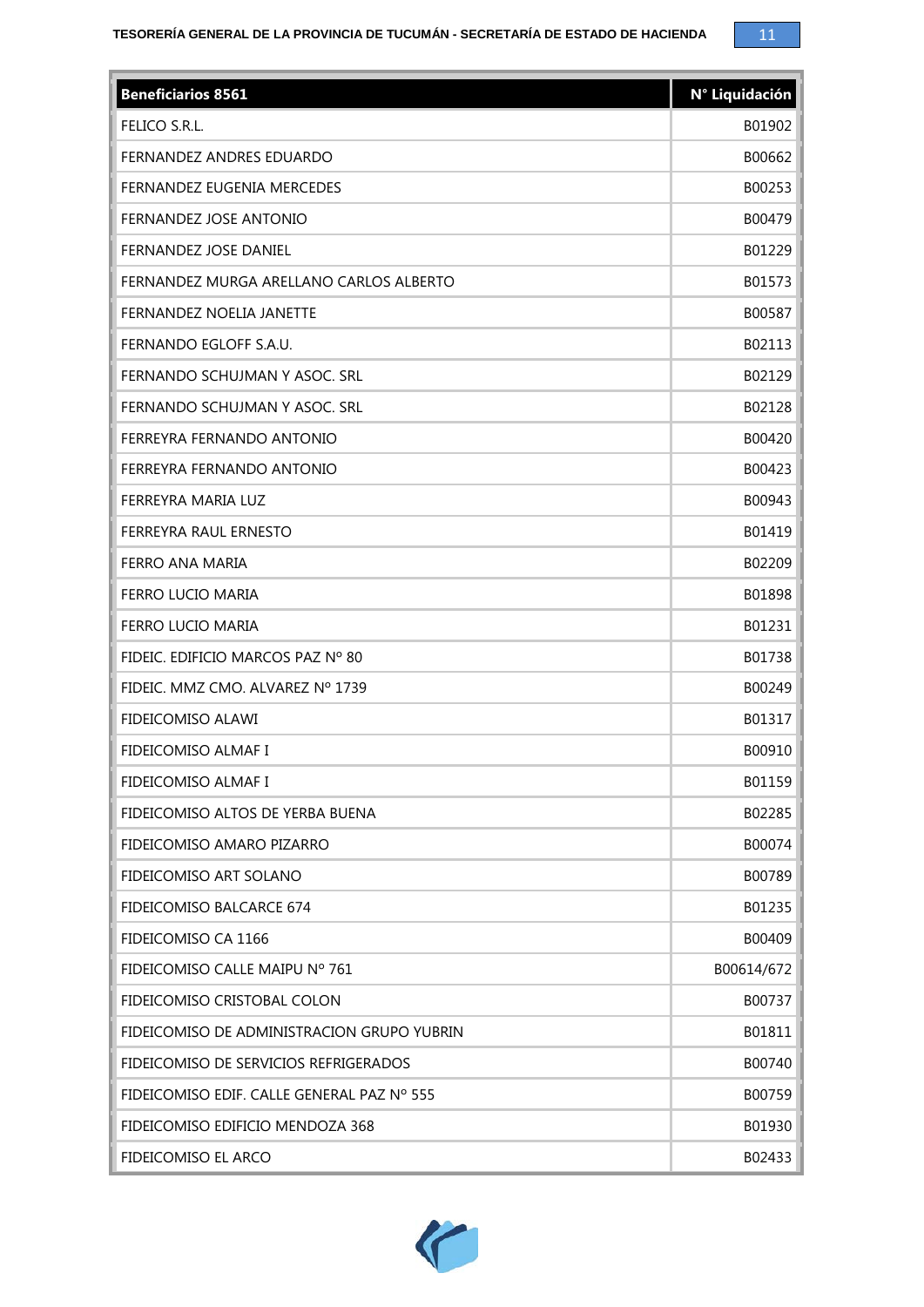| Beneficiarios 8561 | N° Liquidación |
|---|---|
| FELICO S.R.L. | B01902 |
| FERNANDEZ ANDRES EDUARDO | B00662 |
| FERNANDEZ EUGENIA MERCEDES | B00253 |
| FERNANDEZ JOSE ANTONIO | B00479 |
| FERNANDEZ JOSE DANIEL | B01229 |
| FERNANDEZ MURGA ARELLANO CARLOS ALBERTO | B01573 |
| FERNANDEZ NOELIA JANETTE | B00587 |
| FERNANDO EGLOFF S.A.U. | B02113 |
| FERNANDO SCHUJMAN Y ASOC. SRL | B02129 |
| FERNANDO SCHUJMAN Y ASOC. SRL | B02128 |
| FERREYRA FERNANDO ANTONIO | B00420 |
| FERREYRA FERNANDO ANTONIO | B00423 |
| FERREYRA MARIA LUZ | B00943 |
| FERREYRA RAUL ERNESTO | B01419 |
| FERRO ANA MARIA | B02209 |
| FERRO LUCIO MARIA | B01898 |
| FERRO LUCIO MARIA | B01231 |
| FIDEIC. EDIFICIO MARCOS PAZ Nº 80 | B01738 |
| FIDEIC. MMZ CMO. ALVAREZ Nº 1739 | B00249 |
| FIDEICOMISO ALAWI | B01317 |
| FIDEICOMISO ALMAF I | B00910 |
| FIDEICOMISO ALMAF I | B01159 |
| FIDEICOMISO ALTOS DE YERBA BUENA | B02285 |
| FIDEICOMISO AMARO PIZARRO | B00074 |
| FIDEICOMISO ART SOLANO | B00789 |
| FIDEICOMISO BALCARCE 674 | B01235 |
| FIDEICOMISO CA 1166 | B00409 |
| FIDEICOMISO CALLE MAIPU Nº 761 | B00614/672 |
| FIDEICOMISO CRISTOBAL COLON | B00737 |
| FIDEICOMISO DE ADMINISTRACION GRUPO YUBRIN | B01811 |
| FIDEICOMISO DE SERVICIOS REFRIGERADOS | B00740 |
| FIDEICOMISO EDIF. CALLE GENERAL PAZ Nº 555 | B00759 |
| FIDEICOMISO EDIFICIO MENDOZA 368 | B01930 |
| FIDEICOMISO EL ARCO | B02433 |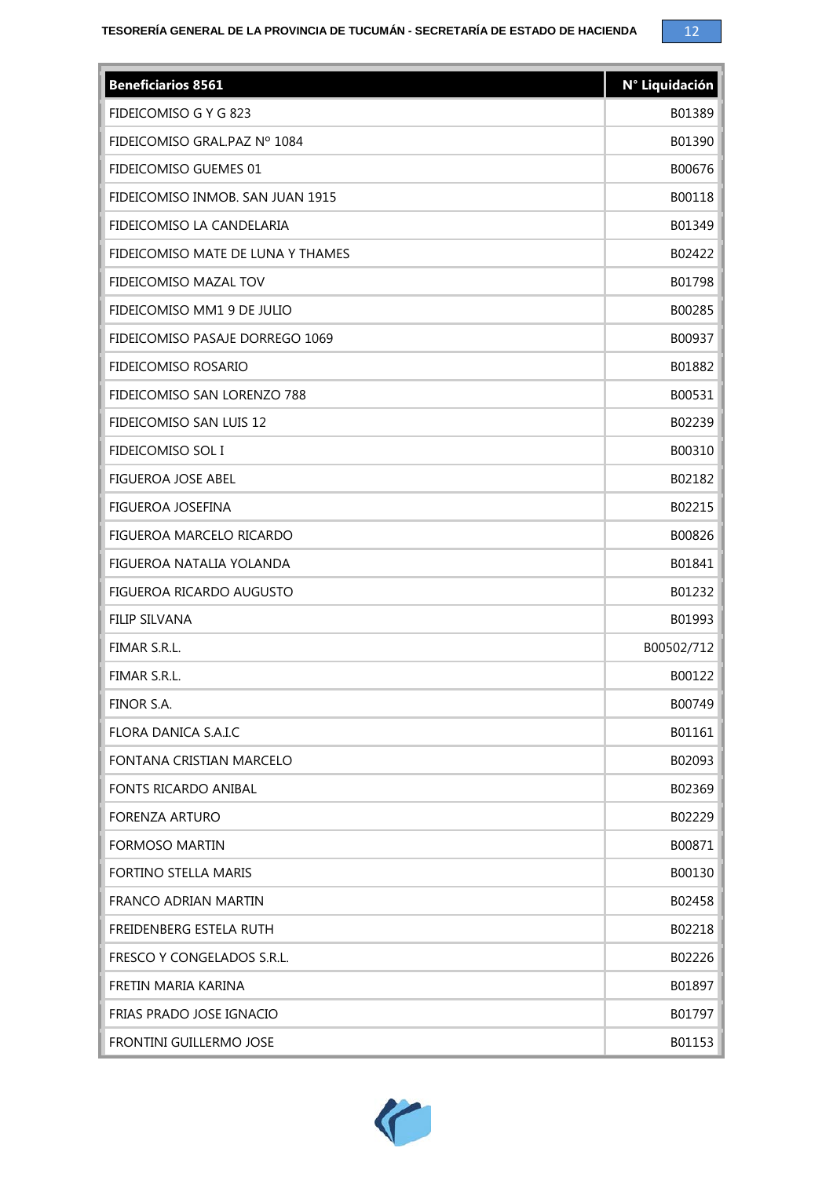| Beneficiarios 8561 | N° Liquidación |
|---|---|
| FIDEICOMISO G Y G 823 | B01389 |
| FIDEICOMISO GRAL.PAZ Nº 1084 | B01390 |
| FIDEICOMISO GUEMES 01 | B00676 |
| FIDEICOMISO INMOB. SAN JUAN 1915 | B00118 |
| FIDEICOMISO LA CANDELARIA | B01349 |
| FIDEICOMISO MATE DE LUNA Y THAMES | B02422 |
| FIDEICOMISO MAZAL TOV | B01798 |
| FIDEICOMISO MM1 9 DE JULIO | B00285 |
| FIDEICOMISO PASAJE DORREGO 1069 | B00937 |
| FIDEICOMISO ROSARIO | B01882 |
| FIDEICOMISO SAN LORENZO 788 | B00531 |
| FIDEICOMISO SAN LUIS 12 | B02239 |
| FIDEICOMISO SOL I | B00310 |
| FIGUEROA JOSE ABEL | B02182 |
| FIGUEROA JOSEFINA | B02215 |
| FIGUEROA MARCELO RICARDO | B00826 |
| FIGUEROA NATALIA YOLANDA | B01841 |
| FIGUEROA RICARDO AUGUSTO | B01232 |
| FILIP SILVANA | B01993 |
| FIMAR S.R.L. | B00502/712 |
| FIMAR S.R.L. | B00122 |
| FINOR S.A. | B00749 |
| FLORA DANICA S.A.I.C | B01161 |
| FONTANA CRISTIAN MARCELO | B02093 |
| FONTS RICARDO ANIBAL | B02369 |
| FORENZA ARTURO | B02229 |
| FORMOSO MARTIN | B00871 |
| FORTINO STELLA MARIS | B00130 |
| FRANCO ADRIAN MARTIN | B02458 |
| FREIDENBERG ESTELA RUTH | B02218 |
| FRESCO Y CONGELADOS S.R.L. | B02226 |
| FRETIN MARIA KARINA | B01897 |
| FRIAS PRADO JOSE IGNACIO | B01797 |
| FRONTINI GUILLERMO JOSE | B01153 |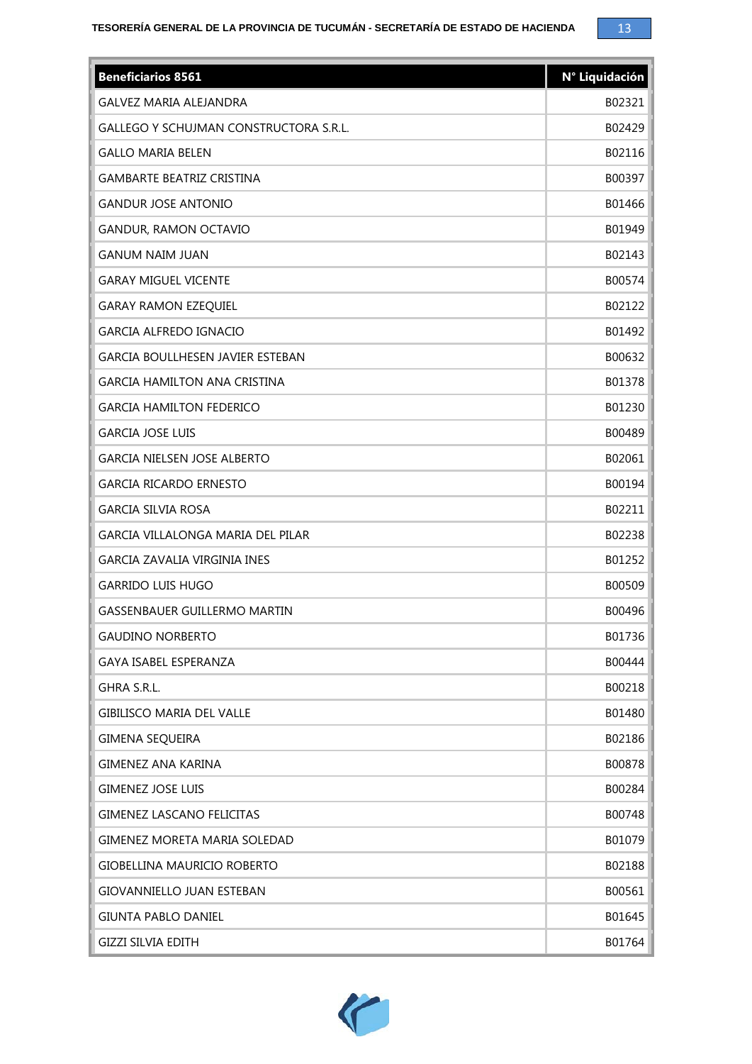| Beneficiarios 8561 | N° Liquidación |
|---|---|
| GALVEZ MARIA ALEJANDRA | B02321 |
| GALLEGO Y SCHUJMAN CONSTRUCTORA S.R.L. | B02429 |
| GALLO MARIA BELEN | B02116 |
| GAMBARTE BEATRIZ CRISTINA | B00397 |
| GANDUR JOSE ANTONIO | B01466 |
| GANDUR, RAMON OCTAVIO | B01949 |
| GANUM NAIM JUAN | B02143 |
| GARAY MIGUEL VICENTE | B00574 |
| GARAY RAMON EZEQUIEL | B02122 |
| GARCIA ALFREDO IGNACIO | B01492 |
| GARCIA BOULLHESEN JAVIER ESTEBAN | B00632 |
| GARCIA HAMILTON ANA CRISTINA | B01378 |
| GARCIA HAMILTON FEDERICO | B01230 |
| GARCIA JOSE LUIS | B00489 |
| GARCIA NIELSEN JOSE ALBERTO | B02061 |
| GARCIA RICARDO ERNESTO | B00194 |
| GARCIA SILVIA ROSA | B02211 |
| GARCIA VILLALONGA MARIA DEL PILAR | B02238 |
| GARCIA ZAVALIA VIRGINIA INES | B01252 |
| GARRIDO LUIS HUGO | B00509 |
| GASSENBAUER GUILLERMO MARTIN | B00496 |
| GAUDINO NORBERTO | B01736 |
| GAYA ISABEL ESPERANZA | B00444 |
| GHRA S.R.L. | B00218 |
| GIBILISCO MARIA DEL VALLE | B01480 |
| GIMENA SEQUEIRA | B02186 |
| GIMENEZ ANA KARINA | B00878 |
| GIMENEZ JOSE LUIS | B00284 |
| GIMENEZ LASCANO FELICITAS | B00748 |
| GIMENEZ MORETA MARIA SOLEDAD | B01079 |
| GIOBELLINA MAURICIO ROBERTO | B02188 |
| GIOVANNIELLO JUAN ESTEBAN | B00561 |
| GIUNTA PABLO DANIEL | B01645 |
| GIZZI SILVIA EDITH | B01764 |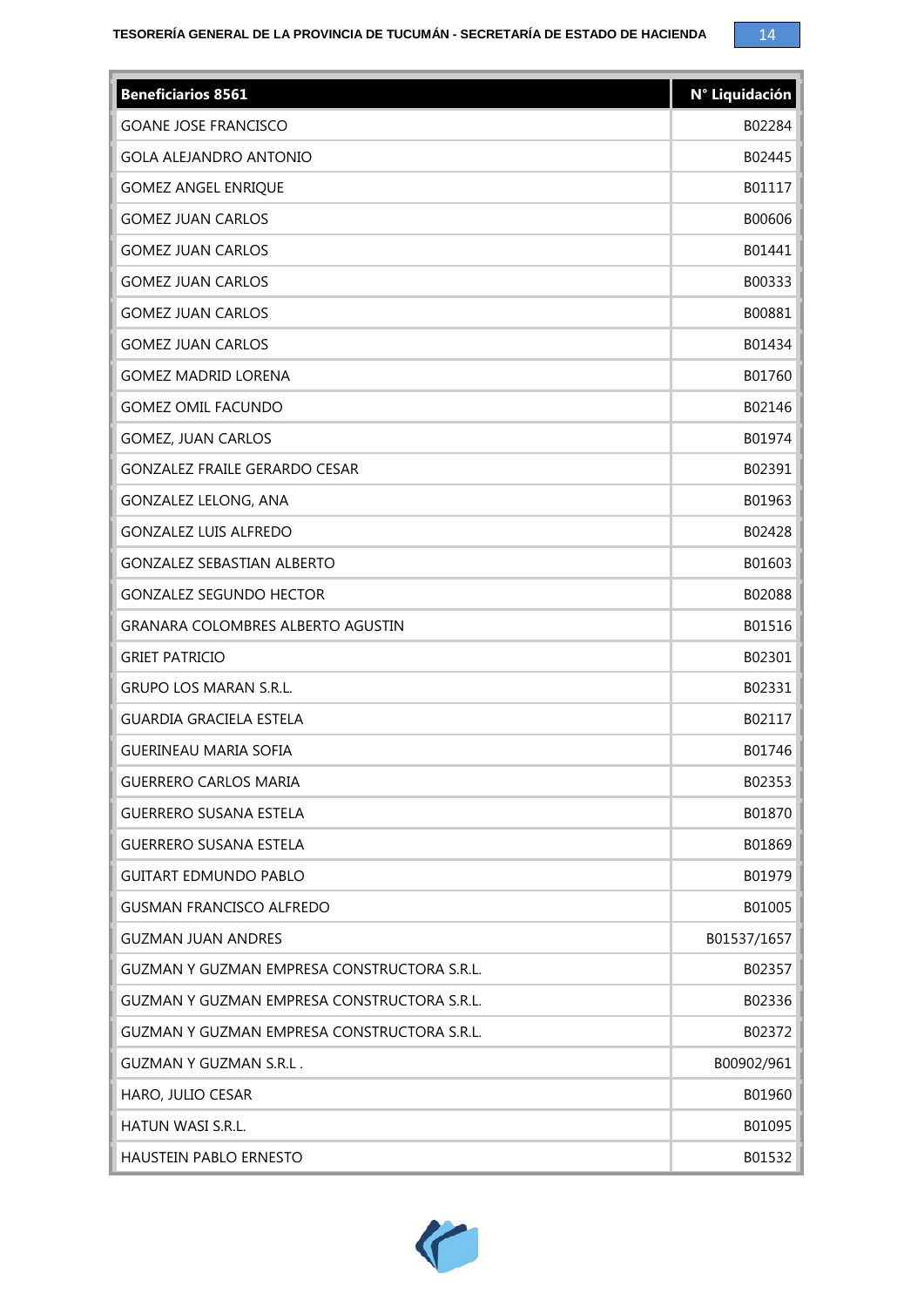| Beneficiarios 8561 | N° Liquidación |
| --- | --- |
| GOANE JOSE FRANCISCO | B02284 |
| GOLA ALEJANDRO ANTONIO | B02445 |
| GOMEZ ANGEL ENRIQUE | B01117 |
| GOMEZ JUAN CARLOS | B00606 |
| GOMEZ JUAN CARLOS | B01441 |
| GOMEZ JUAN CARLOS | B00333 |
| GOMEZ JUAN CARLOS | B00881 |
| GOMEZ JUAN CARLOS | B01434 |
| GOMEZ MADRID LORENA | B01760 |
| GOMEZ OMIL FACUNDO | B02146 |
| GOMEZ, JUAN CARLOS | B01974 |
| GONZALEZ FRAILE GERARDO CESAR | B02391 |
| GONZALEZ LELONG, ANA | B01963 |
| GONZALEZ LUIS ALFREDO | B02428 |
| GONZALEZ SEBASTIAN ALBERTO | B01603 |
| GONZALEZ SEGUNDO HECTOR | B02088 |
| GRANARA COLOMBRES ALBERTO AGUSTIN | B01516 |
| GRIET PATRICIO | B02301 |
| GRUPO LOS MARAN S.R.L. | B02331 |
| GUARDIA GRACIELA ESTELA | B02117 |
| GUERINEAU MARIA SOFIA | B01746 |
| GUERRERO CARLOS MARIA | B02353 |
| GUERRERO SUSANA ESTELA | B01870 |
| GUERRERO SUSANA ESTELA | B01869 |
| GUITART EDMUNDO PABLO | B01979 |
| GUSMAN FRANCISCO ALFREDO | B01005 |
| GUZMAN JUAN ANDRES | B01537/1657 |
| GUZMAN Y GUZMAN EMPRESA CONSTRUCTORA S.R.L. | B02357 |
| GUZMAN Y GUZMAN EMPRESA CONSTRUCTORA S.R.L. | B02336 |
| GUZMAN Y GUZMAN EMPRESA CONSTRUCTORA S.R.L. | B02372 |
| GUZMAN Y GUZMAN S.R.L . | B00902/961 |
| HARO, JULIO CESAR | B01960 |
| HATUN WASI S.R.L. | B01095 |
| HAUSTEIN PABLO ERNESTO | B01532 |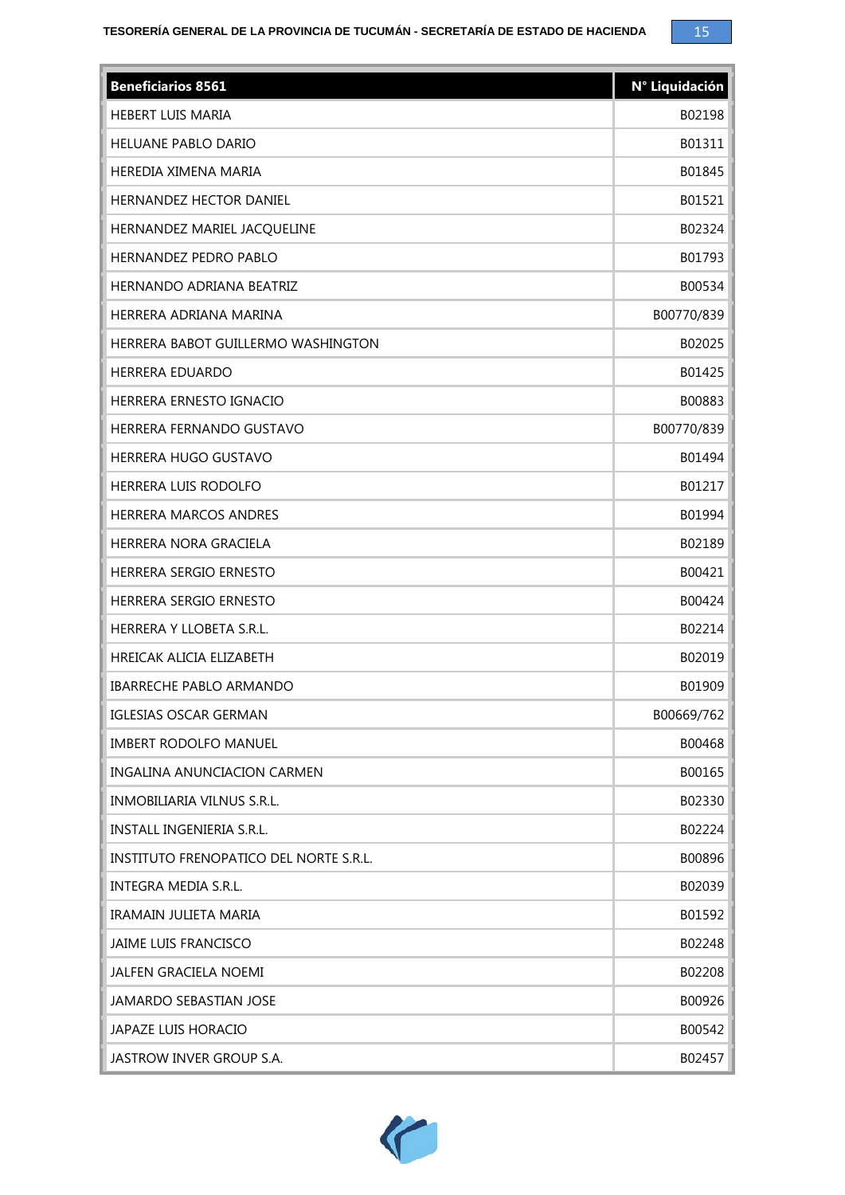| Beneficiarios 8561 | N° Liquidación |
|---|---|
| HEBERT LUIS MARIA | B02198 |
| HELUANE PABLO DARIO | B01311 |
| HEREDIA XIMENA MARIA | B01845 |
| HERNANDEZ HECTOR DANIEL | B01521 |
| HERNANDEZ MARIEL JACQUELINE | B02324 |
| HERNANDEZ PEDRO PABLO | B01793 |
| HERNANDO ADRIANA BEATRIZ | B00534 |
| HERRERA ADRIANA MARINA | B00770/839 |
| HERRERA BABOT GUILLERMO WASHINGTON | B02025 |
| HERRERA EDUARDO | B01425 |
| HERRERA ERNESTO IGNACIO | B00883 |
| HERRERA FERNANDO GUSTAVO | B00770/839 |
| HERRERA HUGO GUSTAVO | B01494 |
| HERRERA LUIS RODOLFO | B01217 |
| HERRERA MARCOS ANDRES | B01994 |
| HERRERA NORA GRACIELA | B02189 |
| HERRERA SERGIO ERNESTO | B00421 |
| HERRERA SERGIO ERNESTO | B00424 |
| HERRERA Y LLOBETA S.R.L. | B02214 |
| HREICAK ALICIA ELIZABETH | B02019 |
| IBARRECHE PABLO ARMANDO | B01909 |
| IGLESIAS OSCAR GERMAN | B00669/762 |
| IMBERT RODOLFO MANUEL | B00468 |
| INGALINA ANUNCIACION CARMEN | B00165 |
| INMOBILIARIA VILNUS S.R.L. | B02330 |
| INSTALL INGENIERIA S.R.L. | B02224 |
| INSTITUTO FRENOPATICO DEL NORTE S.R.L. | B00896 |
| INTEGRA MEDIA S.R.L. | B02039 |
| IRAMAIN JULIETA MARIA | B01592 |
| JAIME LUIS FRANCISCO | B02248 |
| JALFEN GRACIELA NOEMI | B02208 |
| JAMARDO SEBASTIAN JOSE | B00926 |
| JAPAZE LUIS HORACIO | B00542 |
| JASTROW INVER GROUP S.A. | B02457 |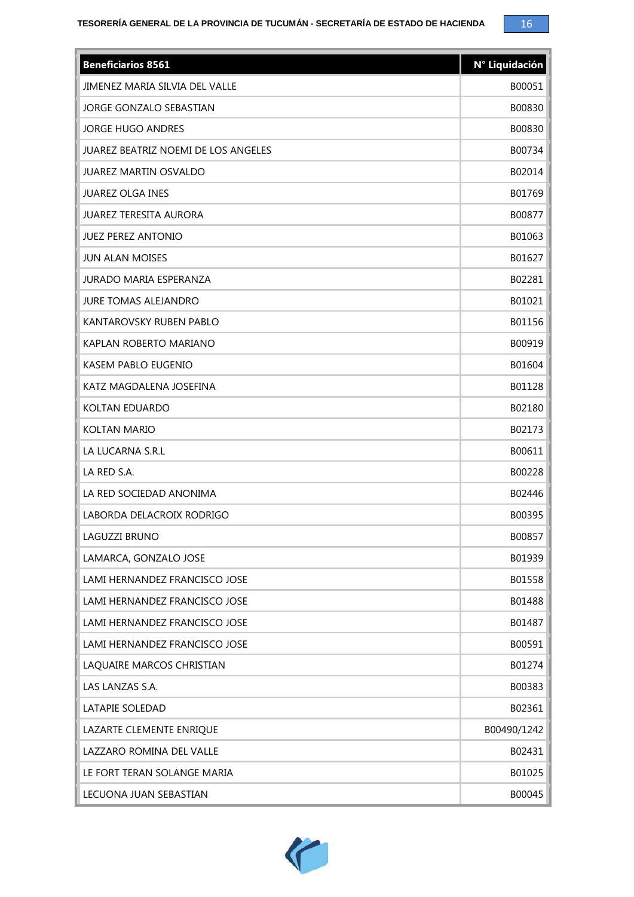| Beneficiarios 8561 | N° Liquidación |
|---|---|
| JIMENEZ MARIA SILVIA DEL VALLE | B00051 |
| JORGE GONZALO SEBASTIAN | B00830 |
| JORGE HUGO ANDRES | B00830 |
| JUAREZ BEATRIZ NOEMI DE LOS ANGELES | B00734 |
| JUAREZ MARTIN OSVALDO | B02014 |
| JUAREZ OLGA INES | B01769 |
| JUAREZ TERESITA AURORA | B00877 |
| JUEZ PEREZ ANTONIO | B01063 |
| JUN ALAN MOISES | B01627 |
| JURADO MARIA ESPERANZA | B02281 |
| JURE TOMAS ALEJANDRO | B01021 |
| KANTAROVSKY RUBEN PABLO | B01156 |
| KAPLAN ROBERTO MARIANO | B00919 |
| KASEM PABLO EUGENIO | B01604 |
| KATZ MAGDALENA JOSEFINA | B01128 |
| KOLTAN EDUARDO | B02180 |
| KOLTAN MARIO | B02173 |
| LA LUCARNA S.R.L | B00611 |
| LA RED S.A. | B00228 |
| LA RED SOCIEDAD ANONIMA | B02446 |
| LABORDA DELACROIX RODRIGO | B00395 |
| LAGUZZI BRUNO | B00857 |
| LAMARCA, GONZALO JOSE | B01939 |
| LAMI HERNANDEZ FRANCISCO JOSE | B01558 |
| LAMI HERNANDEZ FRANCISCO JOSE | B01488 |
| LAMI HERNANDEZ FRANCISCO JOSE | B01487 |
| LAMI HERNANDEZ FRANCISCO JOSE | B00591 |
| LAQUAIRE MARCOS CHRISTIAN | B01274 |
| LAS LANZAS S.A. | B00383 |
| LATAPIE SOLEDAD | B02361 |
| LAZARTE CLEMENTE ENRIQUE | B00490/1242 |
| LAZZARO ROMINA DEL VALLE | B02431 |
| LE FORT TERAN SOLANGE MARIA | B01025 |
| LECUONA JUAN SEBASTIAN | B00045 |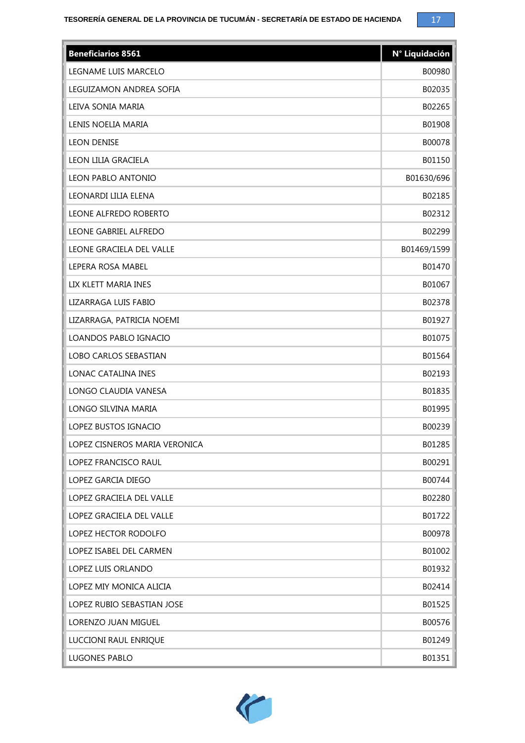| Beneficiarios 8561 | N° Liquidación |
|---|---|
| LEGNAME LUIS MARCELO | B00980 |
| LEGUIZAMON ANDREA SOFIA | B02035 |
| LEIVA SONIA MARIA | B02265 |
| LENIS NOELIA MARIA | B01908 |
| LEON DENISE | B00078 |
| LEON LILIA GRACIELA | B01150 |
| LEON PABLO ANTONIO | B01630/696 |
| LEONARDI LILIA ELENA | B02185 |
| LEONE ALFREDO ROBERTO | B02312 |
| LEONE GABRIEL ALFREDO | B02299 |
| LEONE GRACIELA DEL VALLE | B01469/1599 |
| LEPERA ROSA MABEL | B01470 |
| LIX KLETT MARIA INES | B01067 |
| LIZARRAGA LUIS FABIO | B02378 |
| LIZARRAGA, PATRICIA NOEMI | B01927 |
| LOANDOS PABLO IGNACIO | B01075 |
| LOBO CARLOS SEBASTIAN | B01564 |
| LONAC CATALINA INES | B02193 |
| LONGO CLAUDIA VANESA | B01835 |
| LONGO SILVINA MARIA | B01995 |
| LOPEZ BUSTOS IGNACIO | B00239 |
| LOPEZ CISNEROS MARIA VERONICA | B01285 |
| LOPEZ FRANCISCO RAUL | B00291 |
| LOPEZ GARCIA DIEGO | B00744 |
| LOPEZ GRACIELA DEL VALLE | B02280 |
| LOPEZ GRACIELA DEL VALLE | B01722 |
| LOPEZ HECTOR RODOLFO | B00978 |
| LOPEZ ISABEL DEL CARMEN | B01002 |
| LOPEZ LUIS ORLANDO | B01932 |
| LOPEZ MIY MONICA ALICIA | B02414 |
| LOPEZ RUBIO SEBASTIAN JOSE | B01525 |
| LORENZO JUAN MIGUEL | B00576 |
| LUCCIONI RAUL ENRIQUE | B01249 |
| LUGONES PABLO | B01351 |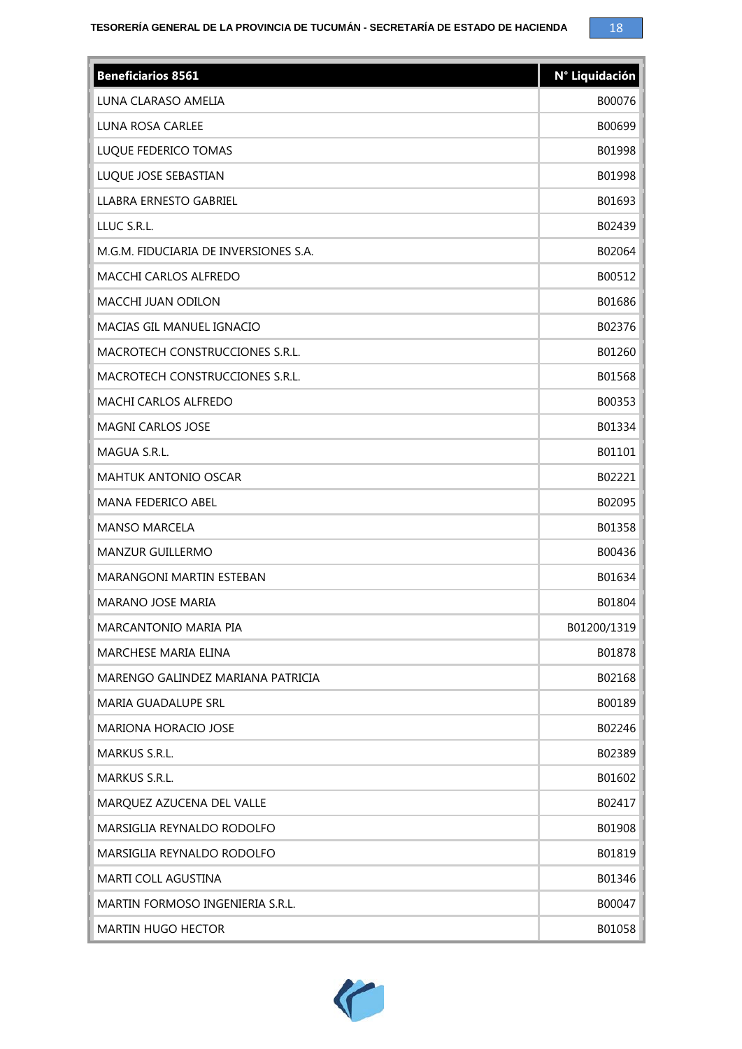| Beneficiarios 8561 | N° Liquidación |
|---|---|
| LUNA CLARASO AMELIA | B00076 |
| LUNA ROSA CARLEE | B00699 |
| LUQUE FEDERICO TOMAS | B01998 |
| LUQUE JOSE SEBASTIAN | B01998 |
| LLABRA ERNESTO GABRIEL | B01693 |
| LLUC S.R.L. | B02439 |
| M.G.M. FIDUCIARIA DE INVERSIONES S.A. | B02064 |
| MACCHI CARLOS ALFREDO | B00512 |
| MACCHI JUAN ODILON | B01686 |
| MACIAS GIL MANUEL IGNACIO | B02376 |
| MACROTECH CONSTRUCCIONES S.R.L. | B01260 |
| MACROTECH CONSTRUCCIONES S.R.L. | B01568 |
| MACHI CARLOS ALFREDO | B00353 |
| MAGNI CARLOS JOSE | B01334 |
| MAGUA S.R.L. | B01101 |
| MAHTUK ANTONIO OSCAR | B02221 |
| MANA FEDERICO ABEL | B02095 |
| MANSO MARCELA | B01358 |
| MANZUR GUILLERMO | B00436 |
| MARANGONI MARTIN ESTEBAN | B01634 |
| MARANO JOSE MARIA | B01804 |
| MARCANTONIO MARIA PIA | B01200/1319 |
| MARCHESE MARIA ELINA | B01878 |
| MARENGO GALINDEZ MARIANA PATRICIA | B02168 |
| MARIA GUADALUPE SRL | B00189 |
| MARIONA HORACIO JOSE | B02246 |
| MARKUS S.R.L. | B02389 |
| MARKUS S.R.L. | B01602 |
| MARQUEZ AZUCENA DEL VALLE | B02417 |
| MARSIGLIA REYNALDO RODOLFO | B01908 |
| MARSIGLIA REYNALDO RODOLFO | B01819 |
| MARTI COLL AGUSTINA | B01346 |
| MARTIN FORMOSO INGENIERIA S.R.L. | B00047 |
| MARTIN HUGO HECTOR | B01058 |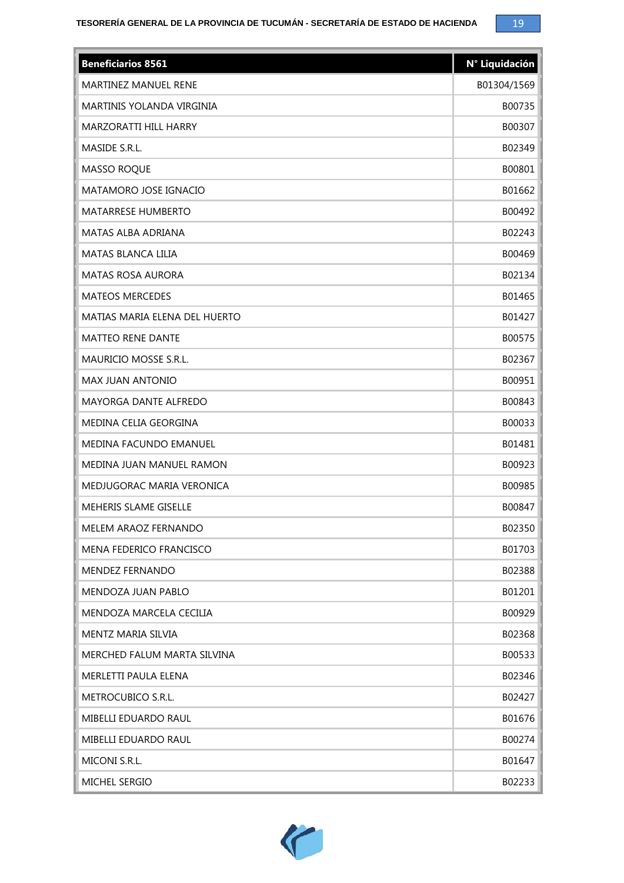| Beneficiarios 8561 | N° Liquidación |
|---|---|
| MARTINEZ MANUEL RENE | B01304/1569 |
| MARTINIS YOLANDA VIRGINIA | B00735 |
| MARZORATTI HILL HARRY | B00307 |
| MASIDE S.R.L. | B02349 |
| MASSO ROQUE | B00801 |
| MATAMORO JOSE IGNACIO | B01662 |
| MATARRESE HUMBERTO | B00492 |
| MATAS ALBA ADRIANA | B02243 |
| MATAS BLANCA LILIA | B00469 |
| MATAS ROSA AURORA | B02134 |
| MATEOS MERCEDES | B01465 |
| MATIAS MARIA ELENA DEL HUERTO | B01427 |
| MATTEO RENE DANTE | B00575 |
| MAURICIO MOSSE S.R.L. | B02367 |
| MAX JUAN ANTONIO | B00951 |
| MAYORGA DANTE ALFREDO | B00843 |
| MEDINA CELIA GEORGINA | B00033 |
| MEDINA FACUNDO EMANUEL | B01481 |
| MEDINA JUAN MANUEL RAMON | B00923 |
| MEDJUGORAC MARIA VERONICA | B00985 |
| MEHERIS SLAME GISELLE | B00847 |
| MELEM ARAOZ FERNANDO | B02350 |
| MENA FEDERICO FRANCISCO | B01703 |
| MENDEZ FERNANDO | B02388 |
| MENDOZA JUAN PABLO | B01201 |
| MENDOZA MARCELA CECILIA | B00929 |
| MENTZ MARIA SILVIA | B02368 |
| MERCHED FALUM MARTA SILVINA | B00533 |
| MERLETTI PAULA ELENA | B02346 |
| METROCUBICO S.R.L. | B02427 |
| MIBELLI EDUARDO RAUL | B01676 |
| MIBELLI EDUARDO RAUL | B00274 |
| MICONI S.R.L. | B01647 |
| MICHEL SERGIO | B02233 |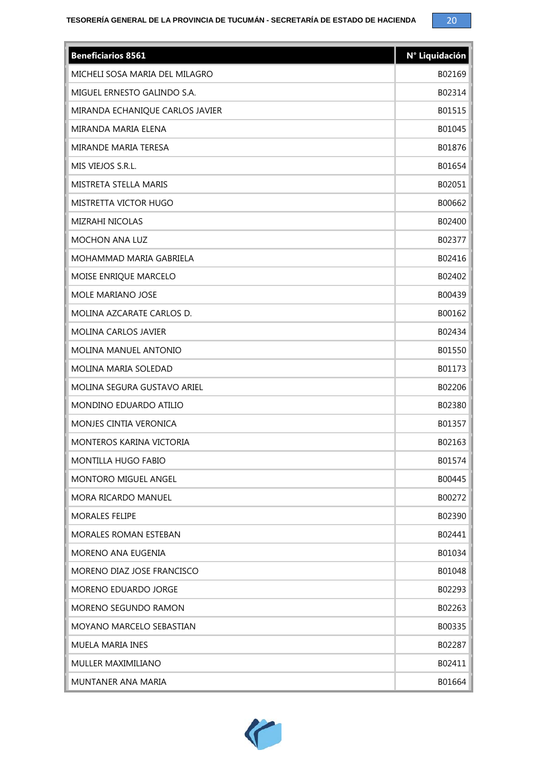| Beneficiarios 8561 | N° Liquidación |
| --- | --- |
| MICHELI SOSA MARIA DEL MILAGRO | B02169 |
| MIGUEL ERNESTO GALINDO S.A. | B02314 |
| MIRANDA ECHANIQUE CARLOS JAVIER | B01515 |
| MIRANDA MARIA ELENA | B01045 |
| MIRANDE MARIA TERESA | B01876 |
| MIS VIEJOS S.R.L. | B01654 |
| MISTRETA STELLA MARIS | B02051 |
| MISTRETTA VICTOR HUGO | B00662 |
| MIZRAHI NICOLAS | B02400 |
| MOCHON ANA LUZ | B02377 |
| MOHAMMAD MARIA GABRIELA | B02416 |
| MOISE ENRIQUE MARCELO | B02402 |
| MOLE MARIANO JOSE | B00439 |
| MOLINA AZCARATE CARLOS D. | B00162 |
| MOLINA CARLOS JAVIER | B02434 |
| MOLINA MANUEL ANTONIO | B01550 |
| MOLINA MARIA SOLEDAD | B01173 |
| MOLINA SEGURA GUSTAVO ARIEL | B02206 |
| MONDINO EDUARDO ATILIO | B02380 |
| MONJES CINTIA VERONICA | B01357 |
| MONTEROS KARINA VICTORIA | B02163 |
| MONTILLA HUGO FABIO | B01574 |
| MONTORO MIGUEL ANGEL | B00445 |
| MORA RICARDO MANUEL | B00272 |
| MORALES FELIPE | B02390 |
| MORALES ROMAN ESTEBAN | B02441 |
| MORENO ANA EUGENIA | B01034 |
| MORENO DIAZ JOSE FRANCISCO | B01048 |
| MORENO EDUARDO JORGE | B02293 |
| MORENO SEGUNDO RAMON | B02263 |
| MOYANO MARCELO SEBASTIAN | B00335 |
| MUELA MARIA INES | B02287 |
| MULLER MAXIMILIANO | B02411 |
| MUNTANER ANA MARIA | B01664 |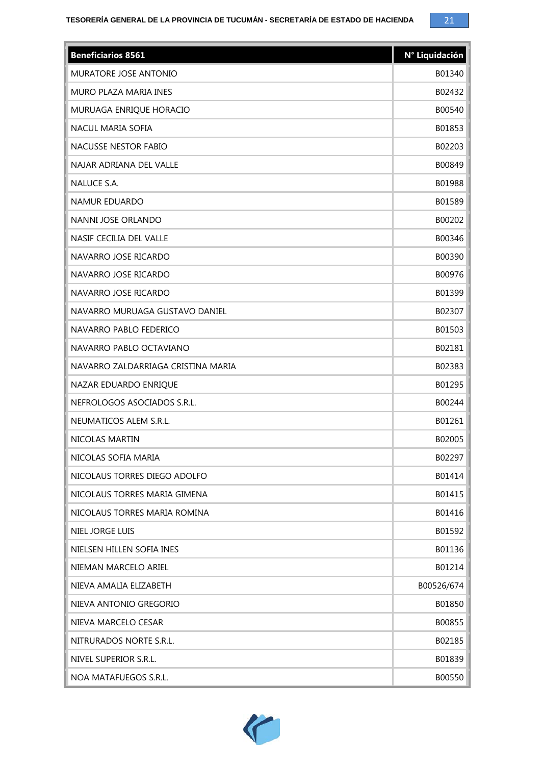| Beneficiarios 8561 | N° Liquidación |
| --- | --- |
| MURATORE JOSE ANTONIO | B01340 |
| MURO PLAZA MARIA INES | B02432 |
| MURUAGA ENRIQUE HORACIO | B00540 |
| NACUL MARIA SOFIA | B01853 |
| NACUSSE NESTOR FABIO | B02203 |
| NAJAR ADRIANA DEL VALLE | B00849 |
| NALUCE S.A. | B01988 |
| NAMUR EDUARDO | B01589 |
| NANNI JOSE ORLANDO | B00202 |
| NASIF CECILIA DEL VALLE | B00346 |
| NAVARRO JOSE RICARDO | B00390 |
| NAVARRO JOSE RICARDO | B00976 |
| NAVARRO JOSE RICARDO | B01399 |
| NAVARRO MURUAGA GUSTAVO DANIEL | B02307 |
| NAVARRO PABLO FEDERICO | B01503 |
| NAVARRO PABLO OCTAVIANO | B02181 |
| NAVARRO ZALDARRIAGA CRISTINA MARIA | B02383 |
| NAZAR EDUARDO ENRIQUE | B01295 |
| NEFROLOGOS ASOCIADOS S.R.L. | B00244 |
| NEUMATICOS ALEM S.R.L. | B01261 |
| NICOLAS MARTIN | B02005 |
| NICOLAS SOFIA MARIA | B02297 |
| NICOLAUS TORRES DIEGO ADOLFO | B01414 |
| NICOLAUS TORRES MARIA GIMENA | B01415 |
| NICOLAUS TORRES MARIA ROMINA | B01416 |
| NIEL JORGE LUIS | B01592 |
| NIELSEN HILLEN SOFIA INES | B01136 |
| NIEMAN MARCELO ARIEL | B01214 |
| NIEVA AMALIA ELIZABETH | B00526/674 |
| NIEVA ANTONIO GREGORIO | B01850 |
| NIEVA MARCELO CESAR | B00855 |
| NITRURADOS NORTE S.R.L. | B02185 |
| NIVEL SUPERIOR S.R.L. | B01839 |
| NOA MATAFUEGOS S.R.L. | B00550 |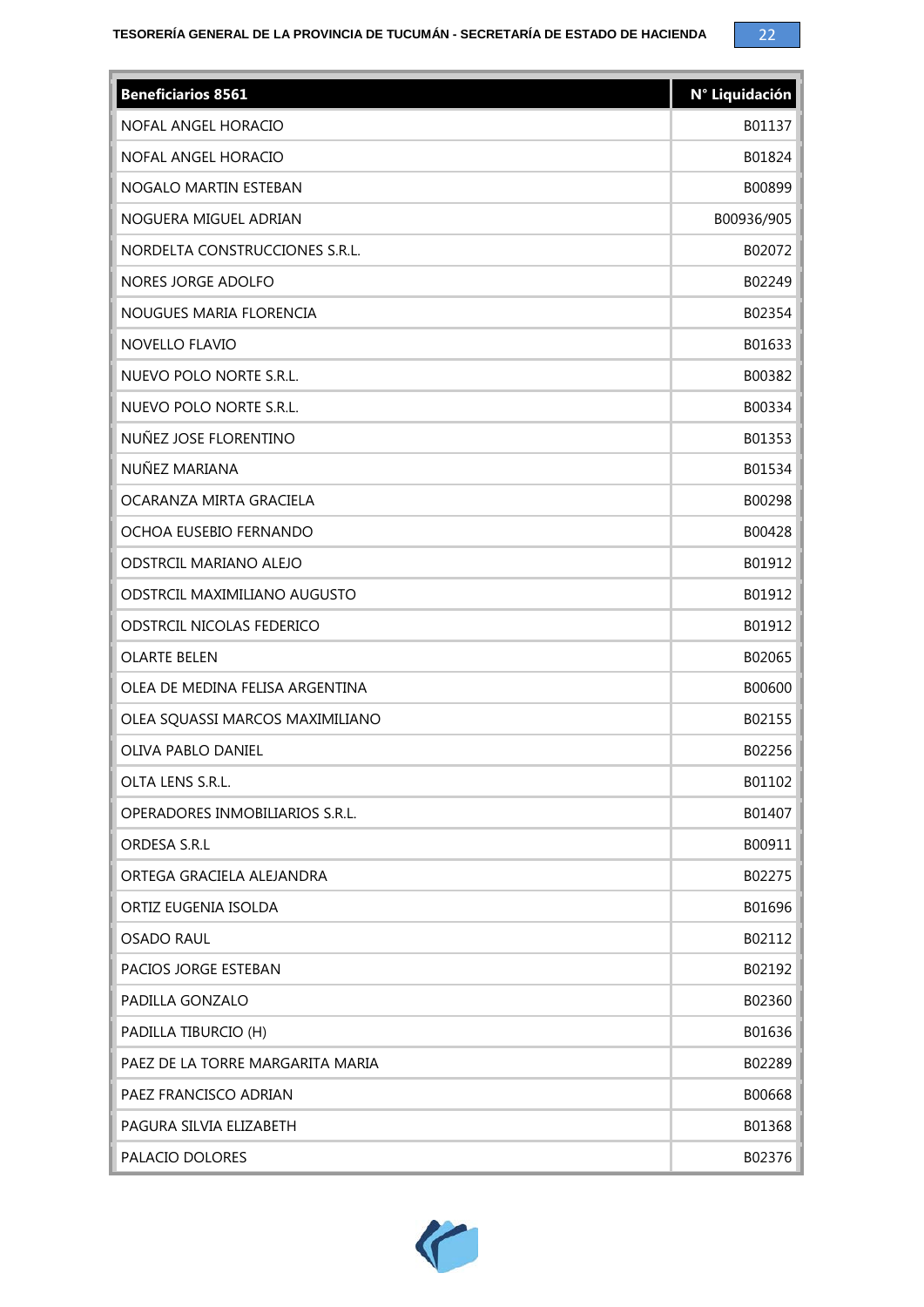| Beneficiarios 8561 | N° Liquidación |
|---|---|
| NOFAL ANGEL HORACIO | B01137 |
| NOFAL ANGEL HORACIO | B01824 |
| NOGALO MARTIN ESTEBAN | B00899 |
| NOGUERA MIGUEL ADRIAN | B00936/905 |
| NORDELTA CONSTRUCCIONES S.R.L. | B02072 |
| NORES JORGE ADOLFO | B02249 |
| NOUGUES MARIA FLORENCIA | B02354 |
| NOVELLO FLAVIO | B01633 |
| NUEVO POLO NORTE S.R.L. | B00382 |
| NUEVO POLO NORTE S.R.L. | B00334 |
| NUÑEZ JOSE FLORENTINO | B01353 |
| NUÑEZ MARIANA | B01534 |
| OCARANZA MIRTA GRACIELA | B00298 |
| OCHOA EUSEBIO FERNANDO | B00428 |
| ODSTRCIL MARIANO ALEJO | B01912 |
| ODSTRCIL MAXIMILIANO AUGUSTO | B01912 |
| ODSTRCIL NICOLAS FEDERICO | B01912 |
| OLARTE BELEN | B02065 |
| OLEA DE MEDINA FELISA ARGENTINA | B00600 |
| OLEA SQUASSI MARCOS MAXIMILIANO | B02155 |
| OLIVA PABLO DANIEL | B02256 |
| OLTA LENS S.R.L. | B01102 |
| OPERADORES INMOBILIARIOS S.R.L. | B01407 |
| ORDESA S.R.L | B00911 |
| ORTEGA GRACIELA ALEJANDRA | B02275 |
| ORTIZ EUGENIA ISOLDA | B01696 |
| OSADO RAUL | B02112 |
| PACIOS JORGE ESTEBAN | B02192 |
| PADILLA GONZALO | B02360 |
| PADILLA TIBURCIO (H) | B01636 |
| PAEZ DE LA TORRE MARGARITA MARIA | B02289 |
| PAEZ FRANCISCO ADRIAN | B00668 |
| PAGURA SILVIA ELIZABETH | B01368 |
| PALACIO DOLORES | B02376 |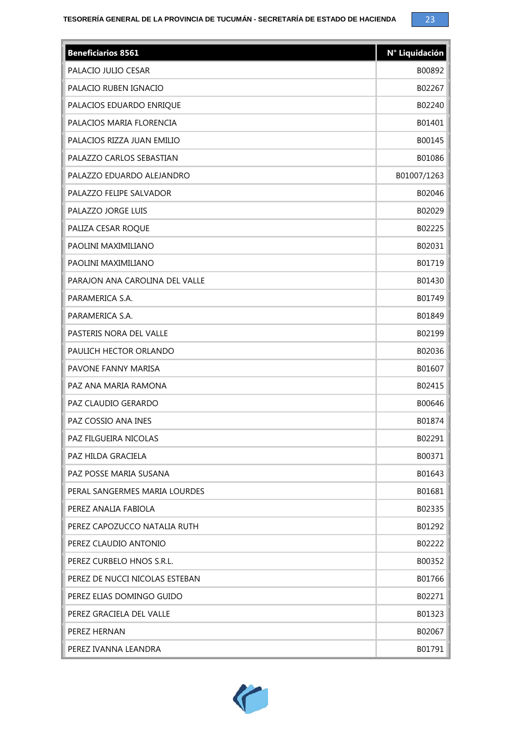| Beneficiarios 8561 | N° Liquidación |
|---|---|
| PALACIO JULIO CESAR | B00892 |
| PALACIO RUBEN IGNACIO | B02267 |
| PALACIOS EDUARDO ENRIQUE | B02240 |
| PALACIOS MARIA FLORENCIA | B01401 |
| PALACIOS RIZZA JUAN EMILIO | B00145 |
| PALAZZO CARLOS SEBASTIAN | B01086 |
| PALAZZO EDUARDO ALEJANDRO | B01007/1263 |
| PALAZZO FELIPE SALVADOR | B02046 |
| PALAZZO JORGE LUIS | B02029 |
| PALIZA CESAR ROQUE | B02225 |
| PAOLINI MAXIMILIANO | B02031 |
| PAOLINI MAXIMILIANO | B01719 |
| PARAJON ANA CAROLINA DEL VALLE | B01430 |
| PARAMERICA S.A. | B01749 |
| PARAMERICA S.A. | B01849 |
| PASTERIS NORA DEL VALLE | B02199 |
| PAULICH HECTOR ORLANDO | B02036 |
| PAVONE FANNY MARISA | B01607 |
| PAZ ANA MARIA RAMONA | B02415 |
| PAZ CLAUDIO GERARDO | B00646 |
| PAZ COSSIO ANA INES | B01874 |
| PAZ FILGUEIRA NICOLAS | B02291 |
| PAZ HILDA GRACIELA | B00371 |
| PAZ POSSE MARIA SUSANA | B01643 |
| PERAL SANGERMES MARIA LOURDES | B01681 |
| PEREZ ANALIA FABIOLA | B02335 |
| PEREZ CAPOZUCCO NATALIA RUTH | B01292 |
| PEREZ CLAUDIO ANTONIO | B02222 |
| PEREZ CURBELO HNOS S.R.L. | B00352 |
| PEREZ DE NUCCI NICOLAS ESTEBAN | B01766 |
| PEREZ ELIAS DOMINGO GUIDO | B02271 |
| PEREZ GRACIELA DEL VALLE | B01323 |
| PEREZ HERNAN | B02067 |
| PEREZ IVANNA LEANDRA | B01791 |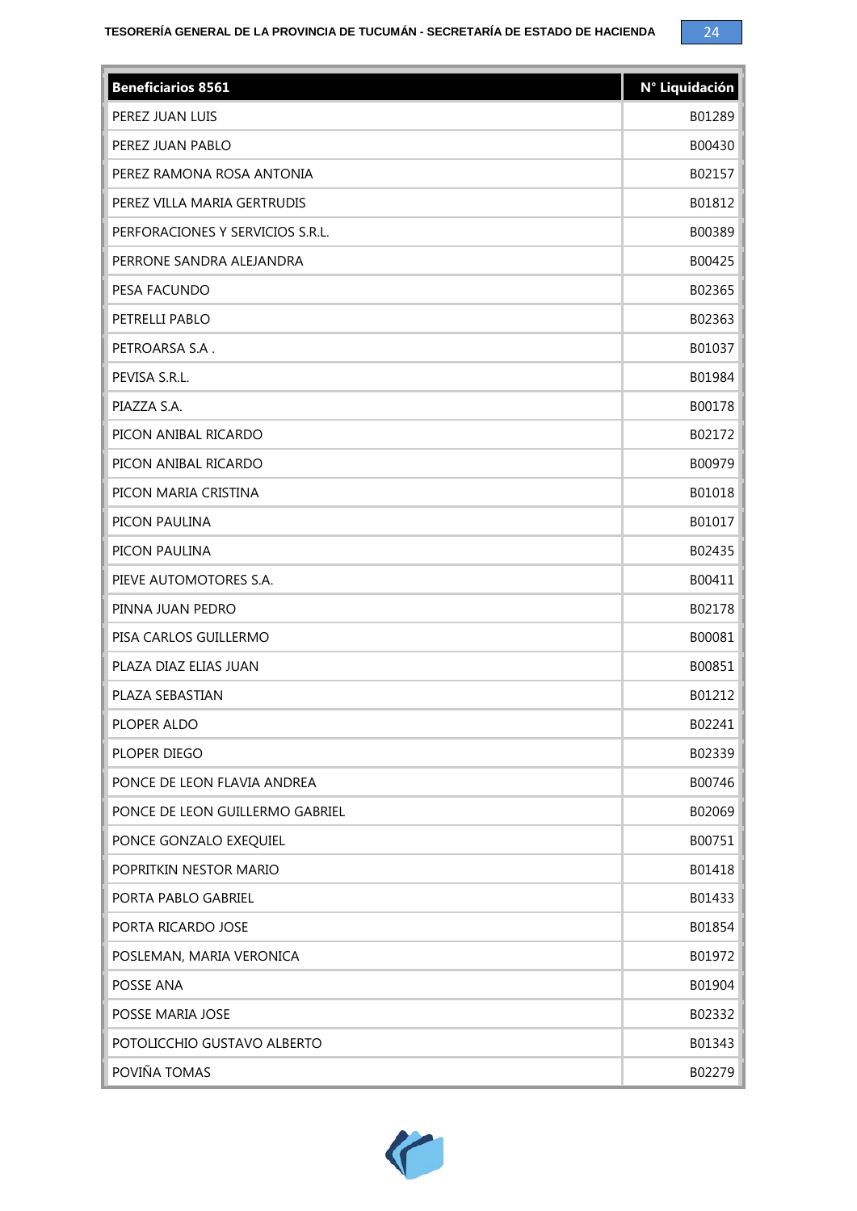| Beneficiarios 8561 | N° Liquidación |
| --- | --- |
| PEREZ JUAN LUIS | B01289 |
| PEREZ JUAN PABLO | B00430 |
| PEREZ RAMONA ROSA ANTONIA | B02157 |
| PEREZ VILLA MARIA GERTRUDIS | B01812 |
| PERFORACIONES Y SERVICIOS S.R.L. | B00389 |
| PERRONE SANDRA ALEJANDRA | B00425 |
| PESA FACUNDO | B02365 |
| PETRELLI PABLO | B02363 |
| PETROARSA S.A . | B01037 |
| PEVISA S.R.L. | B01984 |
| PIAZZA S.A. | B00178 |
| PICON ANIBAL RICARDO | B02172 |
| PICON ANIBAL RICARDO | B00979 |
| PICON MARIA CRISTINA | B01018 |
| PICON PAULINA | B01017 |
| PICON PAULINA | B02435 |
| PIEVE AUTOMOTORES S.A. | B00411 |
| PINNA JUAN PEDRO | B02178 |
| PISA CARLOS GUILLERMO | B00081 |
| PLAZA DIAZ ELIAS JUAN | B00851 |
| PLAZA SEBASTIAN | B01212 |
| PLOPER ALDO | B02241 |
| PLOPER DIEGO | B02339 |
| PONCE DE LEON FLAVIA ANDREA | B00746 |
| PONCE DE LEON GUILLERMO GABRIEL | B02069 |
| PONCE GONZALO EXEQUIEL | B00751 |
| POPRITKIN NESTOR MARIO | B01418 |
| PORTA PABLO GABRIEL | B01433 |
| PORTA RICARDO JOSE | B01854 |
| POSLEMAN, MARIA VERONICA | B01972 |
| POSSE ANA | B01904 |
| POSSE MARIA JOSE | B02332 |
| POTOLICCHIO GUSTAVO ALBERTO | B01343 |
| POVIÑA TOMAS | B02279 |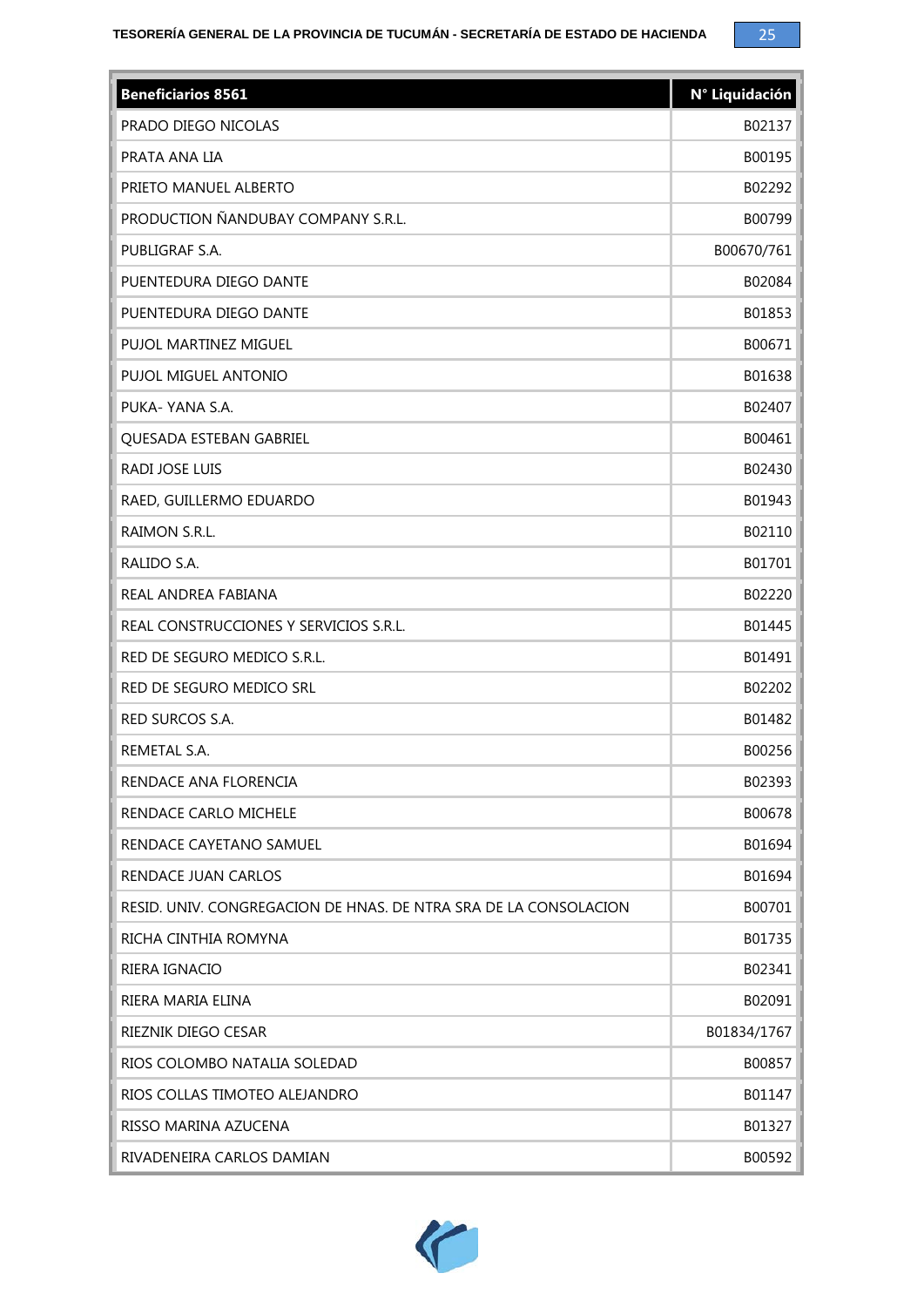| Beneficiarios 8561 | N° Liquidación |
| --- | --- |
| PRADO DIEGO NICOLAS | B02137 |
| PRATA ANA LIA | B00195 |
| PRIETO MANUEL ALBERTO | B02292 |
| PRODUCTION ÑANDUBAY COMPANY S.R.L. | B00799 |
| PUBLIGRAF S.A. | B00670/761 |
| PUENTEDURA DIEGO DANTE | B02084 |
| PUENTEDURA DIEGO DANTE | B01853 |
| PUJOL MARTINEZ MIGUEL | B00671 |
| PUJOL MIGUEL ANTONIO | B01638 |
| PUKA- YANA S.A. | B02407 |
| QUESADA ESTEBAN GABRIEL | B00461 |
| RADI JOSE LUIS | B02430 |
| RAED, GUILLERMO EDUARDO | B01943 |
| RAIMON S.R.L. | B02110 |
| RALIDO S.A. | B01701 |
| REAL ANDREA FABIANA | B02220 |
| REAL CONSTRUCCIONES Y SERVICIOS S.R.L. | B01445 |
| RED DE SEGURO MEDICO S.R.L. | B01491 |
| RED DE SEGURO MEDICO SRL | B02202 |
| RED SURCOS S.A. | B01482 |
| REMETAL S.A. | B00256 |
| RENDACE ANA FLORENCIA | B02393 |
| RENDACE CARLO MICHELE | B00678 |
| RENDACE CAYETANO SAMUEL | B01694 |
| RENDACE JUAN CARLOS | B01694 |
| RESID. UNIV. CONGREGACION DE HNAS. DE NTRA SRA DE LA CONSOLACION | B00701 |
| RICHA CINTHIA ROMYNA | B01735 |
| RIERA IGNACIO | B02341 |
| RIERA MARIA ELINA | B02091 |
| RIEZNIK DIEGO CESAR | B01834/1767 |
| RIOS COLOMBO NATALIA SOLEDAD | B00857 |
| RIOS COLLAS TIMOTEO ALEJANDRO | B01147 |
| RISSO MARINA AZUCENA | B01327 |
| RIVADENEIRA CARLOS DAMIAN | B00592 |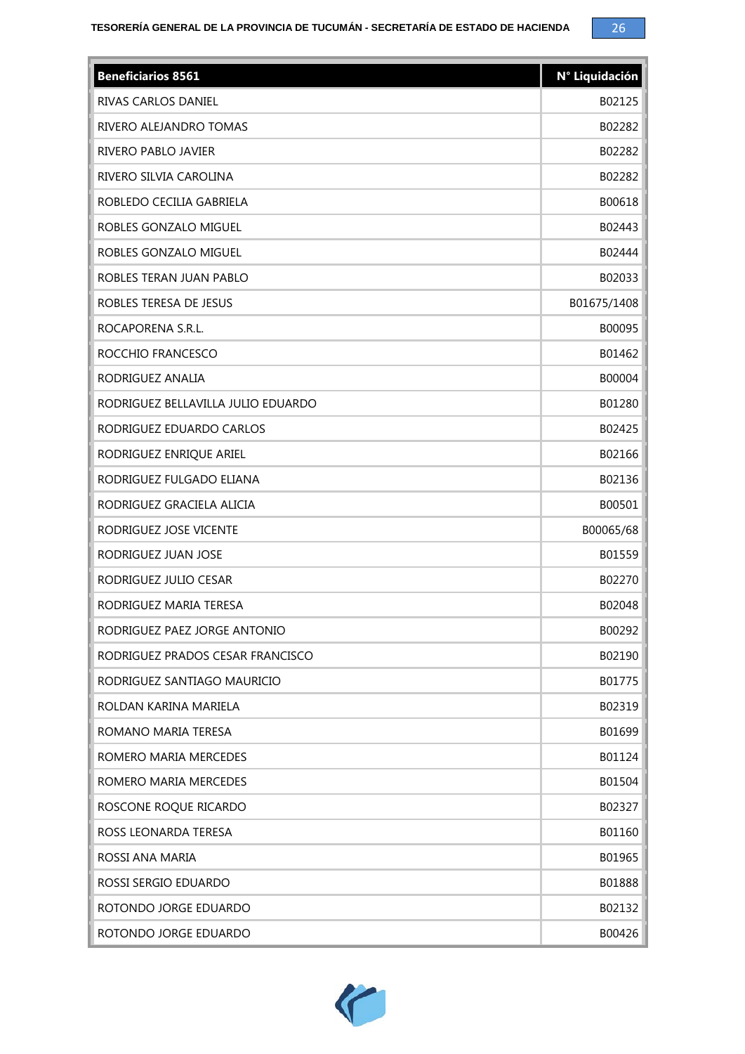| Beneficiarios 8561 | N° Liquidación |
|---|---|
| RIVAS CARLOS DANIEL | B02125 |
| RIVERO ALEJANDRO TOMAS | B02282 |
| RIVERO PABLO JAVIER | B02282 |
| RIVERO SILVIA CAROLINA | B02282 |
| ROBLEDO CECILIA GABRIELA | B00618 |
| ROBLES GONZALO MIGUEL | B02443 |
| ROBLES GONZALO MIGUEL | B02444 |
| ROBLES TERAN JUAN PABLO | B02033 |
| ROBLES TERESA DE JESUS | B01675/1408 |
| ROCAPORENA S.R.L. | B00095 |
| ROCCHIO FRANCESCO | B01462 |
| RODRIGUEZ ANALIA | B00004 |
| RODRIGUEZ BELLAVILLA JULIO EDUARDO | B01280 |
| RODRIGUEZ EDUARDO CARLOS | B02425 |
| RODRIGUEZ ENRIQUE ARIEL | B02166 |
| RODRIGUEZ FULGADO ELIANA | B02136 |
| RODRIGUEZ GRACIELA ALICIA | B00501 |
| RODRIGUEZ JOSE VICENTE | B00065/68 |
| RODRIGUEZ JUAN JOSE | B01559 |
| RODRIGUEZ JULIO CESAR | B02270 |
| RODRIGUEZ MARIA TERESA | B02048 |
| RODRIGUEZ PAEZ JORGE ANTONIO | B00292 |
| RODRIGUEZ PRADOS CESAR FRANCISCO | B02190 |
| RODRIGUEZ SANTIAGO MAURICIO | B01775 |
| ROLDAN KARINA MARIELA | B02319 |
| ROMANO MARIA TERESA | B01699 |
| ROMERO MARIA MERCEDES | B01124 |
| ROMERO MARIA MERCEDES | B01504 |
| ROSCONE ROQUE RICARDO | B02327 |
| ROSS LEONARDA TERESA | B01160 |
| ROSSI ANA MARIA | B01965 |
| ROSSI SERGIO EDUARDO | B01888 |
| ROTONDO JORGE EDUARDO | B02132 |
| ROTONDO JORGE EDUARDO | B00426 |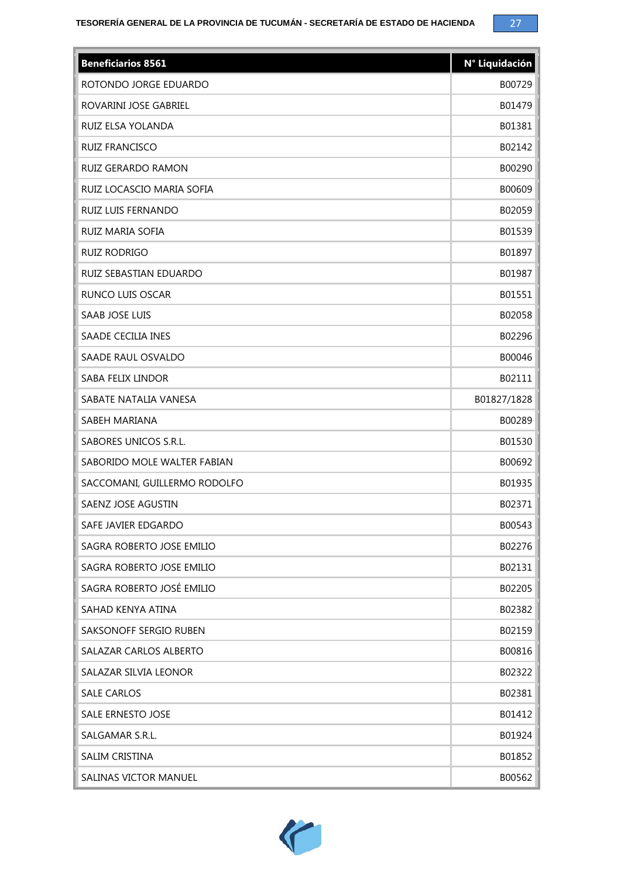| Beneficiarios 8561 | N° Liquidación |
|---|---|
| ROTONDO JORGE EDUARDO | B00729 |
| ROVARINI JOSE GABRIEL | B01479 |
| RUIZ ELSA YOLANDA | B01381 |
| RUIZ FRANCISCO | B02142 |
| RUIZ GERARDO RAMON | B00290 |
| RUIZ LOCASCIO MARIA SOFIA | B00609 |
| RUIZ LUIS FERNANDO | B02059 |
| RUIZ MARIA SOFIA | B01539 |
| RUIZ RODRIGO | B01897 |
| RUIZ SEBASTIAN EDUARDO | B01987 |
| RUNCO LUIS OSCAR | B01551 |
| SAAB JOSE LUIS | B02058 |
| SAADE CECILIA INES | B02296 |
| SAADE RAUL OSVALDO | B00046 |
| SABA FELIX LINDOR | B02111 |
| SABATE NATALIA VANESA | B01827/1828 |
| SABEH MARIANA | B00289 |
| SABORES UNICOS S.R.L. | B01530 |
| SABORIDO MOLE WALTER FABIAN | B00692 |
| SACCOMANI, GUILLERMO RODOLFO | B01935 |
| SAENZ JOSE AGUSTIN | B02371 |
| SAFE JAVIER EDGARDO | B00543 |
| SAGRA ROBERTO JOSE EMILIO | B02276 |
| SAGRA ROBERTO JOSE EMILIO | B02131 |
| SAGRA ROBERTO JOSÉ EMILIO | B02205 |
| SAHAD KENYA ATINA | B02382 |
| SAKSONOFF SERGIO RUBEN | B02159 |
| SALAZAR CARLOS ALBERTO | B00816 |
| SALAZAR SILVIA LEONOR | B02322 |
| SALE CARLOS | B02381 |
| SALE ERNESTO JOSE | B01412 |
| SALGAMAR S.R.L. | B01924 |
| SALIM CRISTINA | B01852 |
| SALINAS VICTOR MANUEL | B00562 |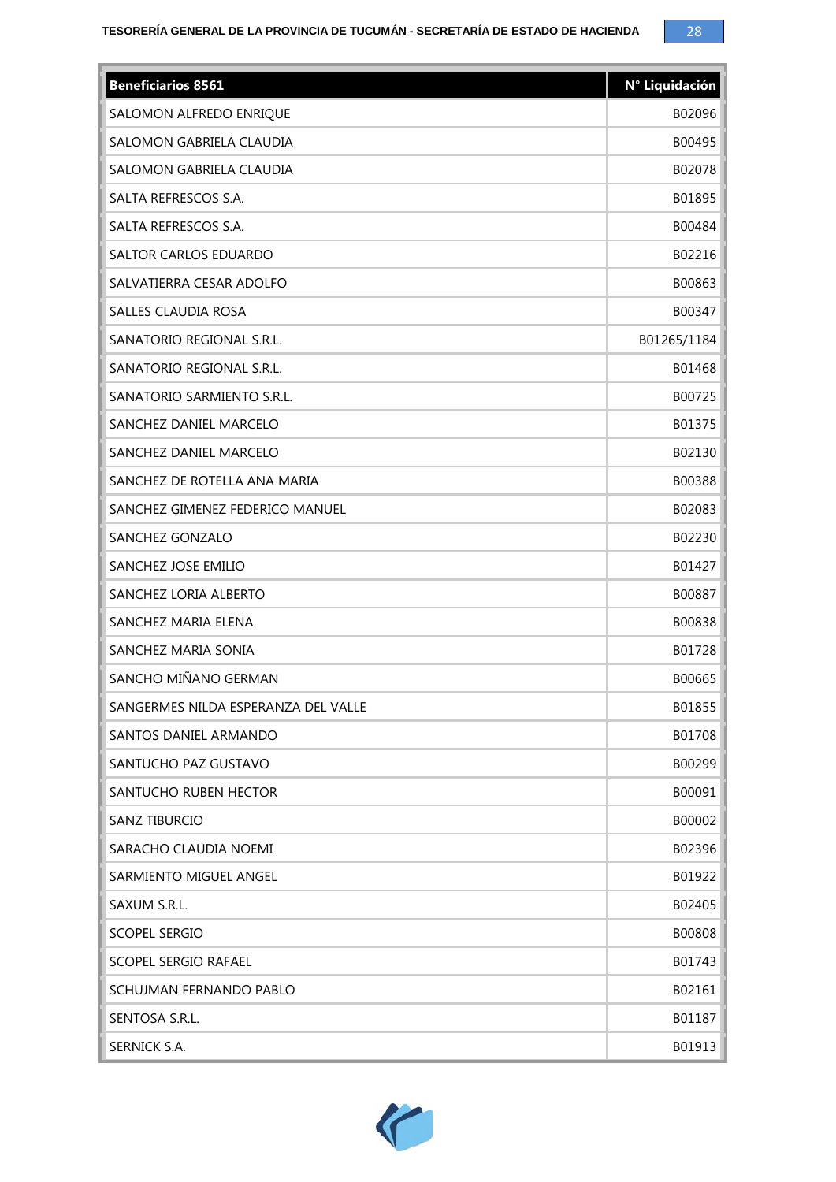| Beneficiarios 8561 | N° Liquidación |
|---|---|
| SALOMON ALFREDO ENRIQUE | B02096 |
| SALOMON GABRIELA CLAUDIA | B00495 |
| SALOMON GABRIELA CLAUDIA | B02078 |
| SALTA REFRESCOS S.A. | B01895 |
| SALTA REFRESCOS S.A. | B00484 |
| SALTOR CARLOS EDUARDO | B02216 |
| SALVATIERRA CESAR ADOLFO | B00863 |
| SALLES CLAUDIA ROSA | B00347 |
| SANATORIO REGIONAL S.R.L. | B01265/1184 |
| SANATORIO REGIONAL S.R.L. | B01468 |
| SANATORIO SARMIENTO S.R.L. | B00725 |
| SANCHEZ DANIEL MARCELO | B01375 |
| SANCHEZ DANIEL MARCELO | B02130 |
| SANCHEZ DE ROTELLA ANA MARIA | B00388 |
| SANCHEZ GIMENEZ FEDERICO MANUEL | B02083 |
| SANCHEZ GONZALO | B02230 |
| SANCHEZ JOSE EMILIO | B01427 |
| SANCHEZ LORIA ALBERTO | B00887 |
| SANCHEZ MARIA ELENA | B00838 |
| SANCHEZ MARIA SONIA | B01728 |
| SANCHO MIÑANO GERMAN | B00665 |
| SANGERMES NILDA ESPERANZA DEL VALLE | B01855 |
| SANTOS DANIEL ARMANDO | B01708 |
| SANTUCHO PAZ GUSTAVO | B00299 |
| SANTUCHO RUBEN HECTOR | B00091 |
| SANZ TIBURCIO | B00002 |
| SARACHO CLAUDIA NOEMI | B02396 |
| SARMIENTO MIGUEL ANGEL | B01922 |
| SAXUM S.R.L. | B02405 |
| SCOPEL SERGIO | B00808 |
| SCOPEL SERGIO RAFAEL | B01743 |
| SCHUJMAN FERNANDO PABLO | B02161 |
| SENTOSA S.R.L. | B01187 |
| SERNICK S.A. | B01913 |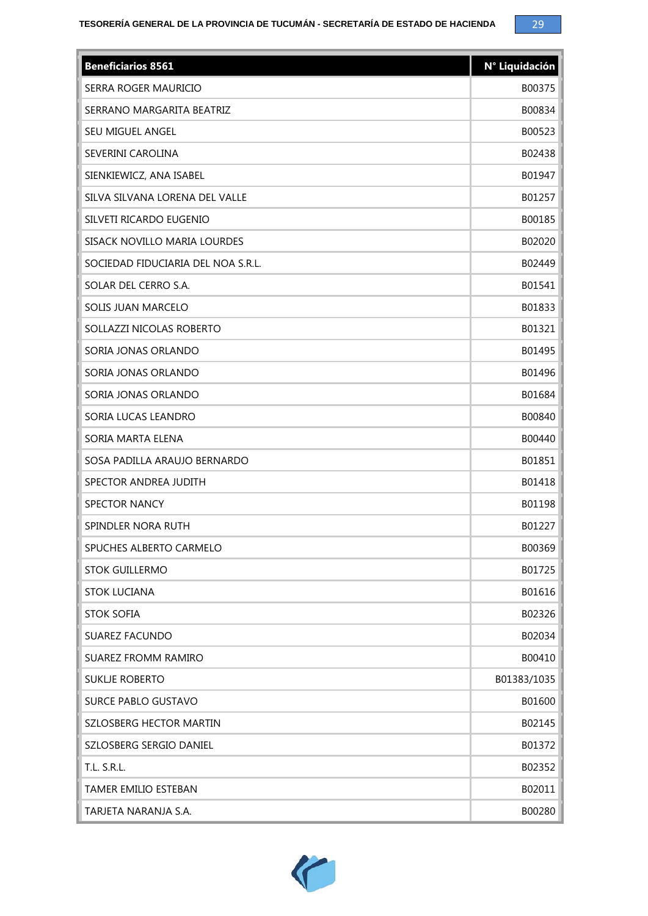| Beneficiarios 8561 | N° Liquidación |
|---|---|
| SERRA ROGER MAURICIO | B00375 |
| SERRANO MARGARITA BEATRIZ | B00834 |
| SEU MIGUEL ANGEL | B00523 |
| SEVERINI CAROLINA | B02438 |
| SIENKIEWICZ, ANA ISABEL | B01947 |
| SILVA SILVANA LORENA DEL VALLE | B01257 |
| SILVETI RICARDO EUGENIO | B00185 |
| SISACK NOVILLO MARIA LOURDES | B02020 |
| SOCIEDAD FIDUCIARIA DEL NOA S.R.L. | B02449 |
| SOLAR DEL CERRO S.A. | B01541 |
| SOLIS JUAN MARCELO | B01833 |
| SOLLAZZI NICOLAS ROBERTO | B01321 |
| SORIA JONAS ORLANDO | B01495 |
| SORIA JONAS ORLANDO | B01496 |
| SORIA JONAS ORLANDO | B01684 |
| SORIA LUCAS LEANDRO | B00840 |
| SORIA MARTA ELENA | B00440 |
| SOSA PADILLA ARAUJO BERNARDO | B01851 |
| SPECTOR ANDREA JUDITH | B01418 |
| SPECTOR NANCY | B01198 |
| SPINDLER NORA RUTH | B01227 |
| SPUCHES ALBERTO CARMELO | B00369 |
| STOK GUILLERMO | B01725 |
| STOK LUCIANA | B01616 |
| STOK SOFIA | B02326 |
| SUAREZ FACUNDO | B02034 |
| SUAREZ FROMM RAMIRO | B00410 |
| SUKLJE ROBERTO | B01383/1035 |
| SURCE PABLO GUSTAVO | B01600 |
| SZLOSBERG HECTOR MARTIN | B02145 |
| SZLOSBERG SERGIO DANIEL | B01372 |
| T.L. S.R.L. | B02352 |
| TAMER EMILIO ESTEBAN | B02011 |
| TARJETA NARANJA S.A. | B00280 |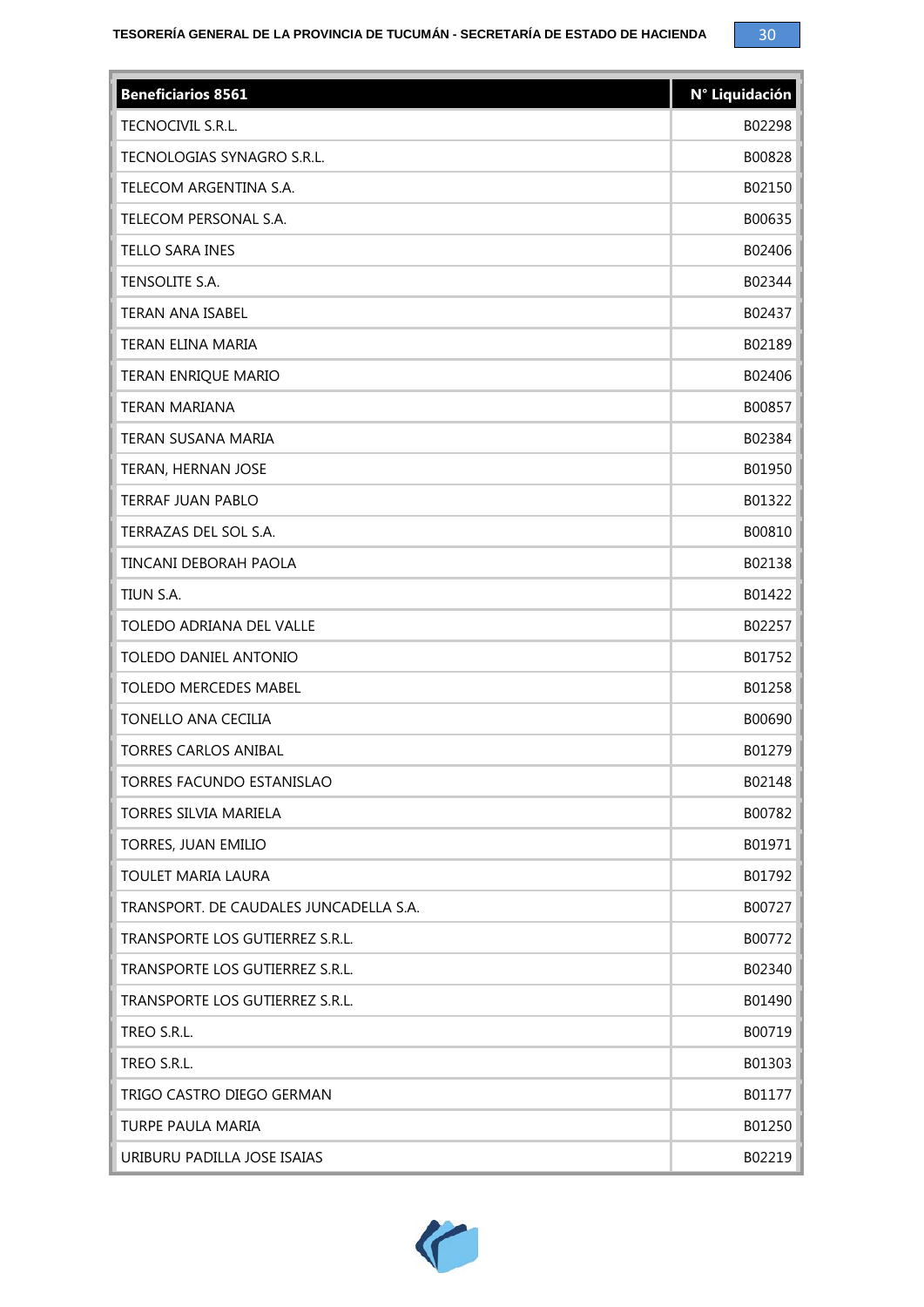| Beneficiarios 8561 | N° Liquidación |
|---|---|
| TECNOCIVIL S.R.L. | B02298 |
| TECNOLOGIAS SYNAGRO S.R.L. | B00828 |
| TELECOM ARGENTINA S.A. | B02150 |
| TELECOM PERSONAL S.A. | B00635 |
| TELLO SARA INES | B02406 |
| TENSOLITE S.A. | B02344 |
| TERAN ANA ISABEL | B02437 |
| TERAN ELINA MARIA | B02189 |
| TERAN ENRIQUE MARIO | B02406 |
| TERAN MARIANA | B00857 |
| TERAN SUSANA MARIA | B02384 |
| TERAN, HERNAN JOSE | B01950 |
| TERRAF JUAN PABLO | B01322 |
| TERRAZAS DEL SOL S.A. | B00810 |
| TINCANI DEBORAH PAOLA | B02138 |
| TIUN S.A. | B01422 |
| TOLEDO ADRIANA DEL VALLE | B02257 |
| TOLEDO DANIEL ANTONIO | B01752 |
| TOLEDO MERCEDES MABEL | B01258 |
| TONELLO ANA CECILIA | B00690 |
| TORRES CARLOS ANIBAL | B01279 |
| TORRES FACUNDO ESTANISLAO | B02148 |
| TORRES SILVIA MARIELA | B00782 |
| TORRES, JUAN EMILIO | B01971 |
| TOULET MARIA LAURA | B01792 |
| TRANSPORT. DE CAUDALES JUNCADELLA S.A. | B00727 |
| TRANSPORTE LOS GUTIERREZ S.R.L. | B00772 |
| TRANSPORTE LOS GUTIERREZ S.R.L. | B02340 |
| TRANSPORTE LOS GUTIERREZ S.R.L. | B01490 |
| TREO S.R.L. | B00719 |
| TREO S.R.L. | B01303 |
| TRIGO CASTRO DIEGO GERMAN | B01177 |
| TURPE PAULA MARIA | B01250 |
| URIBURU PADILLA JOSE ISAIAS | B02219 |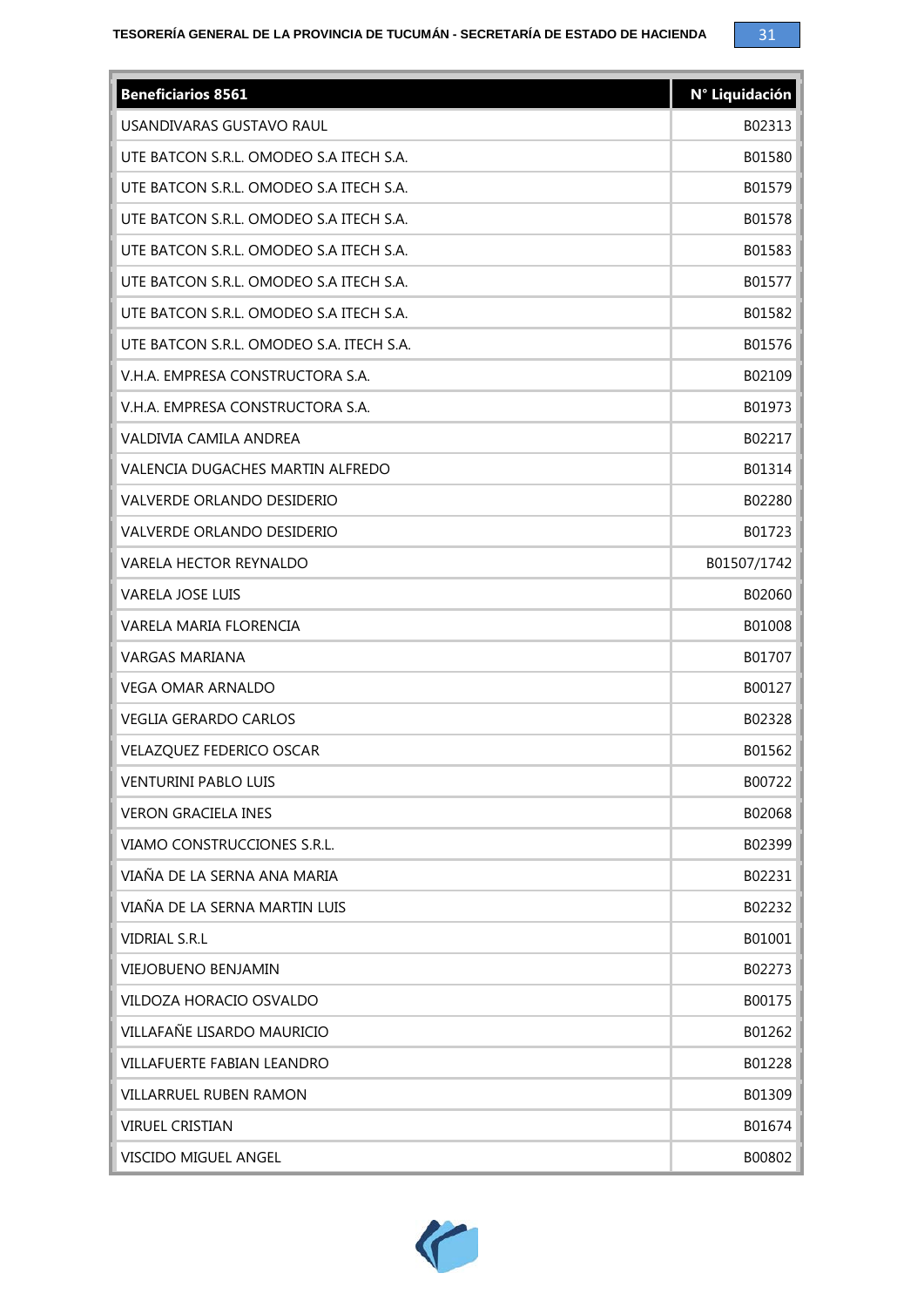| Beneficiarios 8561 | N° Liquidación |
|---|---|
| USANDIVARAS GUSTAVO RAUL | B02313 |
| UTE BATCON S.R.L. OMODEO S.A ITECH S.A. | B01580 |
| UTE BATCON S.R.L. OMODEO S.A ITECH S.A. | B01579 |
| UTE BATCON S.R.L. OMODEO S.A ITECH S.A. | B01578 |
| UTE BATCON S.R.L. OMODEO S.A ITECH S.A. | B01583 |
| UTE BATCON S.R.L. OMODEO S.A ITECH S.A. | B01577 |
| UTE BATCON S.R.L. OMODEO S.A ITECH S.A. | B01582 |
| UTE BATCON S.R.L. OMODEO S.A. ITECH S.A. | B01576 |
| V.H.A. EMPRESA CONSTRUCTORA S.A. | B02109 |
| V.H.A. EMPRESA CONSTRUCTORA S.A. | B01973 |
| VALDIVIA CAMILA ANDREA | B02217 |
| VALENCIA DUGACHES MARTIN ALFREDO | B01314 |
| VALVERDE ORLANDO DESIDERIO | B02280 |
| VALVERDE ORLANDO DESIDERIO | B01723 |
| VARELA HECTOR REYNALDO | B01507/1742 |
| VARELA JOSE LUIS | B02060 |
| VARELA MARIA FLORENCIA | B01008 |
| VARGAS MARIANA | B01707 |
| VEGA OMAR ARNALDO | B00127 |
| VEGLIA GERARDO CARLOS | B02328 |
| VELAZQUEZ FEDERICO OSCAR | B01562 |
| VENTURINI PABLO LUIS | B00722 |
| VERON GRACIELA INES | B02068 |
| VIAMO CONSTRUCCIONES S.R.L. | B02399 |
| VIAÑA DE LA SERNA ANA MARIA | B02231 |
| VIAÑA DE LA SERNA MARTIN LUIS | B02232 |
| VIDRIAL S.R.L | B01001 |
| VIEJOBUENO BENJAMIN | B02273 |
| VILDOZA HORACIO OSVALDO | B00175 |
| VILLAFAÑE LISARDO MAURICIO | B01262 |
| VILLAFUERTE FABIAN LEANDRO | B01228 |
| VILLARRUEL RUBEN RAMON | B01309 |
| VIRUEL CRISTIAN | B01674 |
| VISCIDO MIGUEL ANGEL | B00802 |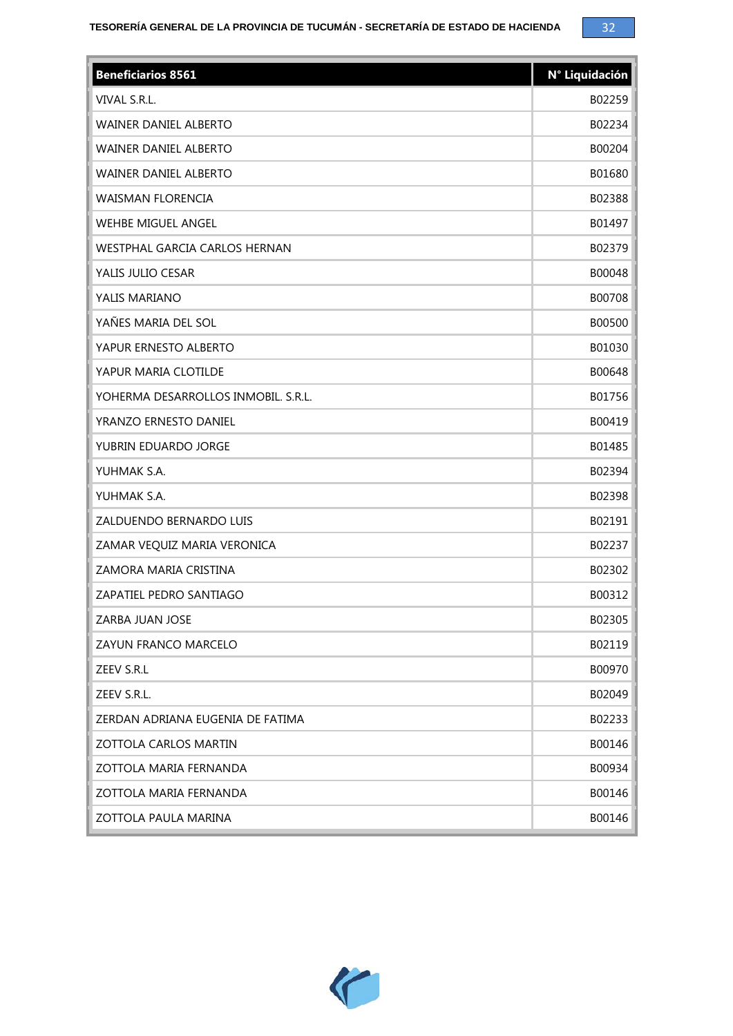| Beneficiarios 8561 | N° Liquidación |
| --- | --- |
| VIVAL S.R.L. | B02259 |
| WAINER DANIEL ALBERTO | B02234 |
| WAINER DANIEL ALBERTO | B00204 |
| WAINER DANIEL ALBERTO | B01680 |
| WAISMAN FLORENCIA | B02388 |
| WEHBE MIGUEL ANGEL | B01497 |
| WESTPHAL GARCIA CARLOS HERNAN | B02379 |
| YALIS JULIO CESAR | B00048 |
| YALIS MARIANO | B00708 |
| YAÑES MARIA DEL SOL | B00500 |
| YAPUR ERNESTO ALBERTO | B01030 |
| YAPUR MARIA CLOTILDE | B00648 |
| YOHERMA DESARROLLOS INMOBIL. S.R.L. | B01756 |
| YRANZO ERNESTO DANIEL | B00419 |
| YUBRIN EDUARDO JORGE | B01485 |
| YUHMAK S.A. | B02394 |
| YUHMAK S.A. | B02398 |
| ZALDUENDO BERNARDO LUIS | B02191 |
| ZAMAR VEQUIZ MARIA VERONICA | B02237 |
| ZAMORA MARIA CRISTINA | B02302 |
| ZAPATIEL PEDRO SANTIAGO | B00312 |
| ZARBA JUAN JOSE | B02305 |
| ZAYUN FRANCO MARCELO | B02119 |
| ZEEV S.R.L | B00970 |
| ZEEV S.R.L. | B02049 |
| ZERDAN ADRIANA EUGENIA DE FATIMA | B02233 |
| ZOTTOLA CARLOS MARTIN | B00146 |
| ZOTTOLA MARIA FERNANDA | B00934 |
| ZOTTOLA MARIA FERNANDA | B00146 |
| ZOTTOLA PAULA MARINA | B00146 |